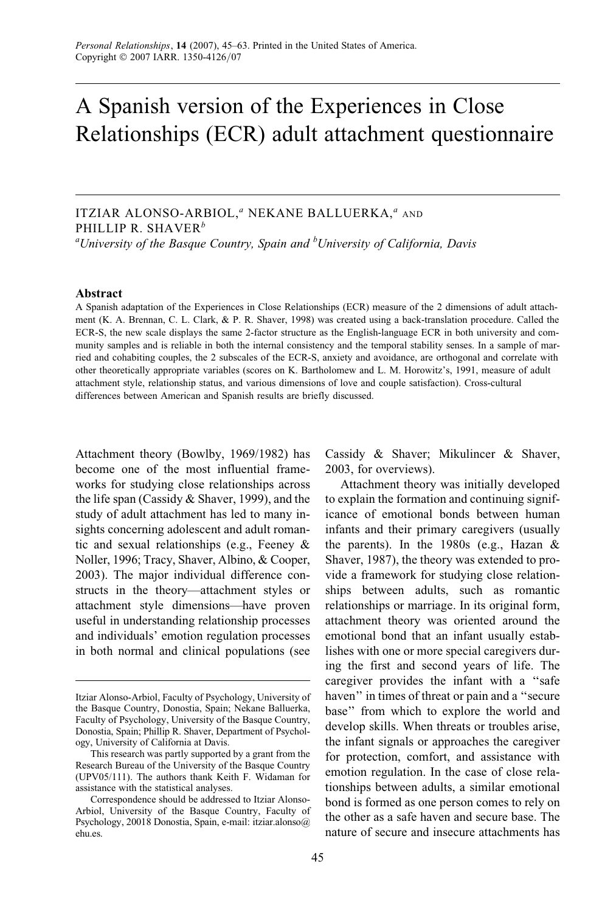# A Spanish version of the Experiences in Close Relationships (ECR) adult attachment questionnaire

ITZIAR ALONSO-ARBIOL,[a] NEKANE BALLUERKA,[a] AND PHILLIP R. SHAVER[b]

[a]*University of the Basque Country, Spain and* [b]*University of California, Davis*

### Abstract

A Spanish adaptation of the Experiences in Close Relationships (ECR) measure of the 2 dimensions of adult attachment (K. A. Brennan, C. L. Clark, & P. R. Shaver, 1998) was created using a back-translation procedure. Called the ECR-S, the new scale displays the same 2-factor structure as the English-language ECR in both university and community samples and is reliable in both the internal consistency and the temporal stability senses. In a sample of married and cohabiting couples, the 2 subscales of the ECR-S, anxiety and avoidance, are orthogonal and correlate with other theoretically appropriate variables (scores on K. Bartholomew and L. M. Horowitz's, 1991, measure of adult attachment style, relationship status, and various dimensions of love and couple satisfaction). Cross-cultural differences between American and Spanish results are briefly discussed.

Attachment theory (Bowlby, 1969/1982) has become one of the most influential frameworks for studying close relationships across the life span (Cassidy & Shaver, 1999), and the study of adult attachment has led to many insights concerning adolescent and adult romantic and sexual relationships (e.g., Feeney & Noller, 1996; Tracy, Shaver, Albino, & Cooper, 2003). The major individual difference constructs in the theory—attachment styles or attachment style dimensions—have proven useful in understanding relationship processes and individuals' emotion regulation processes in both normal and clinical populations (see Cassidy & Shaver; Mikulincer & Shaver, 2003, for overviews).

Attachment theory was initially developed to explain the formation and continuing significance of emotional bonds between human infants and their primary caregivers (usually the parents). In the 1980s (e.g., Hazan & Shaver, 1987), the theory was extended to provide a framework for studying close relationships between adults, such as romantic relationships or marriage. In its original form, attachment theory was oriented around the emotional bond that an infant usually establishes with one or more special caregivers during the first and second years of life. The caregiver provides the infant with a "safe haven" in times of threat or pain and a "secure base" from which to explore the world and develop skills. When threats or troubles arise, the infant signals or approaches the caregiver for protection, comfort, and assistance with emotion regulation. In the case of close relationships between adults, a similar emotional bond is formed as one person comes to rely on the other as a safe haven and secure base. The nature of secure and insecure attachments has

---

Itziar Alonso-Arbiol, Faculty of Psychology, University of the Basque Country, Donostia, Spain; Nekane Balluerka, Faculty of Psychology, University of the Basque Country, Donostia, Spain; Phillip R. Shaver, Department of Psychology, University of California at Davis.

This research was partly supported by a grant from the Research Bureau of the University of the Basque Country (UPV05/111). The authors thank Keith F. Widaman for assistance with the statistical analyses.

Correspondence should be addressed to Itziar Alonso-Arbiol, University of the Basque Country, Faculty of Psychology, 20018 Donostia, Spain, e-mail: itziar.alonso@ehu.es.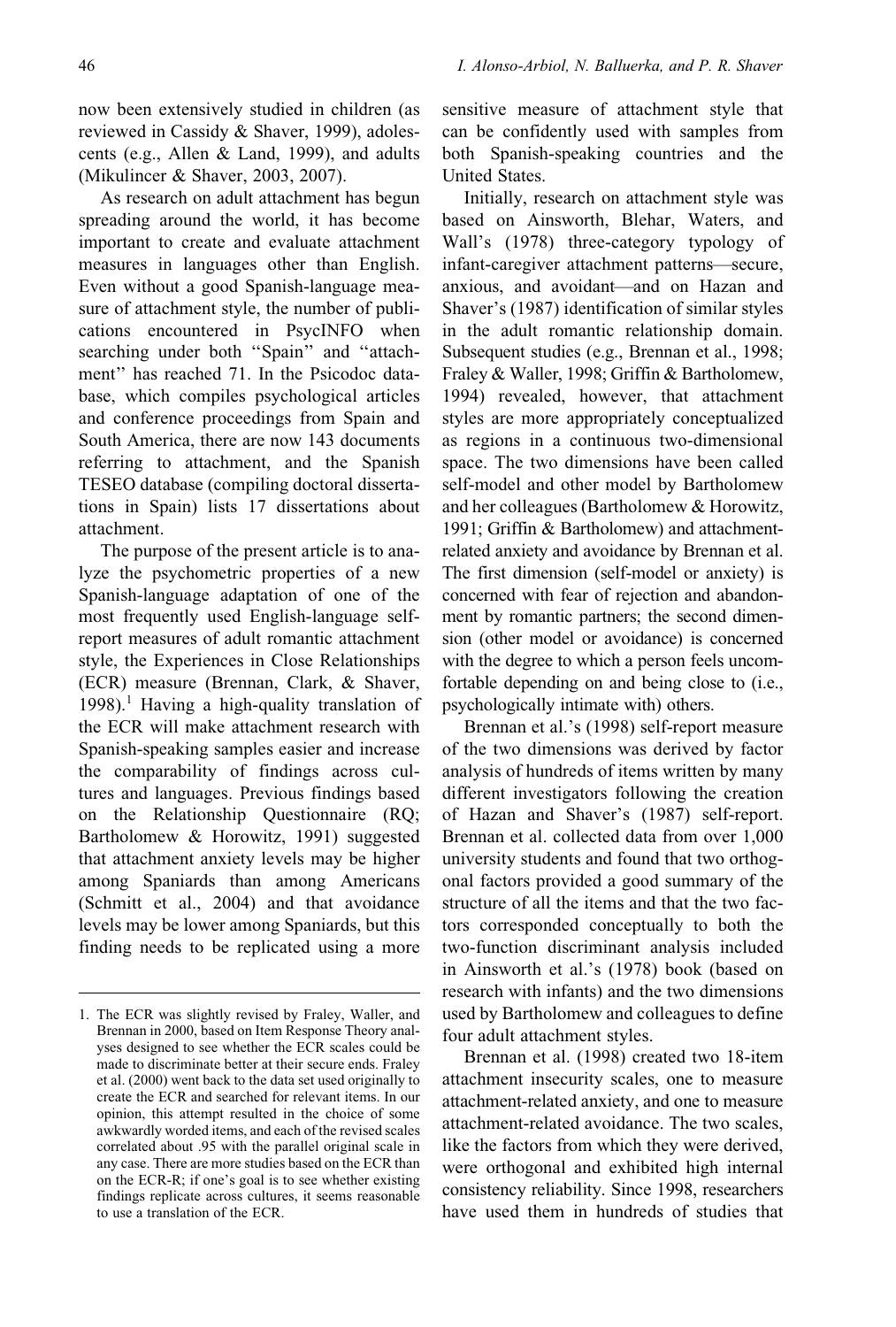now been extensively studied in children (as reviewed in Cassidy & Shaver, 1999), adolescents (e.g., Allen & Land, 1999), and adults (Mikulincer & Shaver, 2003, 2007).

As research on adult attachment has begun spreading around the world, it has become important to create and evaluate attachment measures in languages other than English. Even without a good Spanish-language measure of attachment style, the number of publications encountered in PsycINFO when searching under both ''Spain'' and ''attachment'' has reached 71. In the Psicodoc database, which compiles psychological articles and conference proceedings from Spain and South America, there are now 143 documents referring to attachment, and the Spanish TESEO database (compiling doctoral dissertations in Spain) lists 17 dissertations about attachment.

The purpose of the present article is to analyze the psychometric properties of a new Spanish-language adaptation of one of the most frequently used English-language self-report measures of adult romantic attachment style, the Experiences in Close Relationships (ECR) measure (Brennan, Clark, & Shaver, 1998).[1] Having a high-quality translation of the ECR will make attachment research with Spanish-speaking samples easier and increase the comparability of findings across cultures and languages. Previous findings based on the Relationship Questionnaire (RQ; Bartholomew & Horowitz, 1991) suggested that attachment anxiety levels may be higher among Spaniards than among Americans (Schmitt et al., 2004) and that avoidance levels may be lower among Spaniards, but this finding needs to be replicated using a more sensitive measure of attachment style that can be confidently used with samples from both Spanish-speaking countries and the United States.

Initially, research on attachment style was based on Ainsworth, Blehar, Waters, and Wall's (1978) three-category typology of infant-caregiver attachment patterns—secure, anxious, and avoidant—and on Hazan and Shaver's (1987) identification of similar styles in the adult romantic relationship domain. Subsequent studies (e.g., Brennan et al., 1998; Fraley & Waller, 1998; Griffin & Bartholomew, 1994) revealed, however, that attachment styles are more appropriately conceptualized as regions in a continuous two-dimensional space. The two dimensions have been called self-model and other model by Bartholomew and her colleagues (Bartholomew & Horowitz, 1991; Griffin & Bartholomew) and attachment-related anxiety and avoidance by Brennan et al. The first dimension (self-model or anxiety) is concerned with fear of rejection and abandonment by romantic partners; the second dimension (other model or avoidance) is concerned with the degree to which a person feels uncomfortable depending on and being close to (i.e., psychologically intimate with) others.

Brennan et al.'s (1998) self-report measure of the two dimensions was derived by factor analysis of hundreds of items written by many different investigators following the creation of Hazan and Shaver's (1987) self-report. Brennan et al. collected data from over 1,000 university students and found that two orthogonal factors provided a good summary of the structure of all the items and that the two factors corresponded conceptually to both the two-function discriminant analysis included in Ainsworth et al.'s (1978) book (based on research with infants) and the two dimensions used by Bartholomew and colleagues to define four adult attachment styles.

Brennan et al. (1998) created two 18-item attachment insecurity scales, one to measure attachment-related anxiety, and one to measure attachment-related avoidance. The two scales, like the factors from which they were derived, were orthogonal and exhibited high internal consistency reliability. Since 1998, researchers have used them in hundreds of studies that

---

1. The ECR was slightly revised by Fraley, Waller, and Brennan in 2000, based on Item Response Theory analyses designed to see whether the ECR scales could be made to discriminate better at their secure ends. Fraley et al. (2000) went back to the data set used originally to create the ECR and searched for relevant items. In our opinion, this attempt resulted in the choice of some awkwardly worded items, and each of the revised scales correlated about .95 with the parallel original scale in any case. There are more studies based on the ECR than on the ECR-R; if one's goal is to see whether existing findings replicate across cultures, it seems reasonable to use a translation of the ECR.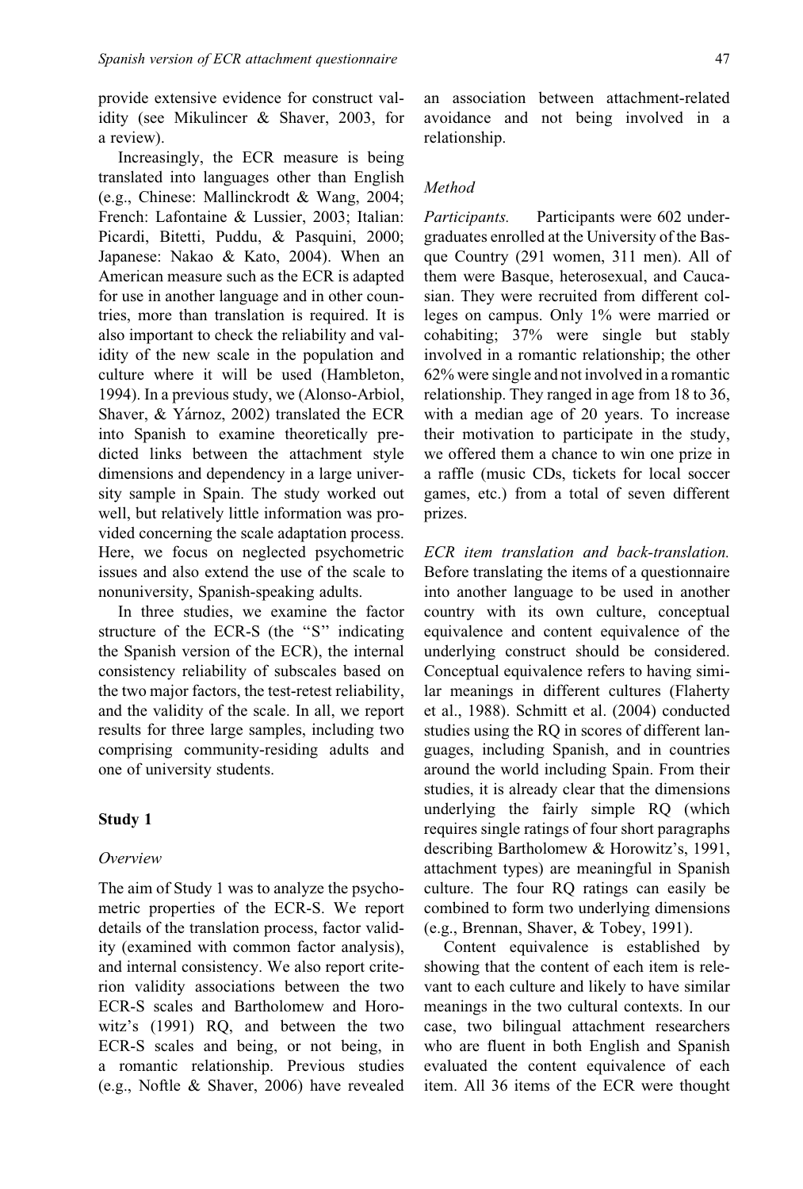provide extensive evidence for construct validity (see Mikulincer & Shaver, 2003, for a review).

Increasingly, the ECR measure is being translated into languages other than English (e.g., Chinese: Mallinckrodt & Wang, 2004; French: Lafontaine & Lussier, 2003; Italian: Picardi, Bitetti, Puddu, & Pasquini, 2000; Japanese: Nakao & Kato, 2004). When an American measure such as the ECR is adapted for use in another language and in other countries, more than translation is required. It is also important to check the reliability and validity of the new scale in the population and culture where it will be used (Hambleton, 1994). In a previous study, we (Alonso-Arbiol, Shaver, & Yárnoz, 2002) translated the ECR into Spanish to examine theoretically predicted links between the attachment style dimensions and dependency in a large university sample in Spain. The study worked out well, but relatively little information was provided concerning the scale adaptation process. Here, we focus on neglected psychometric issues and also extend the use of the scale to nonuniversity, Spanish-speaking adults.

In three studies, we examine the factor structure of the ECR-S (the "S" indicating the Spanish version of the ECR), the internal consistency reliability of subscales based on the two major factors, the test-retest reliability, and the validity of the scale. In all, we report results for three large samples, including two comprising community-residing adults and one of university students.

## Study 1

### *Overview*

The aim of Study 1 was to analyze the psychometric properties of the ECR-S. We report details of the translation process, factor validity (examined with common factor analysis), and internal consistency. We also report criterion validity associations between the two ECR-S scales and Bartholomew and Horowitz's (1991) RQ, and between the two ECR-S scales and being, or not being, in a romantic relationship. Previous studies (e.g., Noftle & Shaver, 2006) have revealed an association between attachment-related avoidance and not being involved in a relationship.

### *Method*

*Participants.* Participants were 602 undergraduates enrolled at the University of the Basque Country (291 women, 311 men). All of them were Basque, heterosexual, and Caucasian. They were recruited from different colleges on campus. Only 1% were married or cohabiting; 37% were single but stably involved in a romantic relationship; the other 62% were single and not involved in a romantic relationship. They ranged in age from 18 to 36, with a median age of 20 years. To increase their motivation to participate in the study, we offered them a chance to win one prize in a raffle (music CDs, tickets for local soccer games, etc.) from a total of seven different prizes.

*ECR item translation and back-translation.* Before translating the items of a questionnaire into another language to be used in another country with its own culture, conceptual equivalence and content equivalence of the underlying construct should be considered. Conceptual equivalence refers to having similar meanings in different cultures (Flaherty et al., 1988). Schmitt et al. (2004) conducted studies using the RQ in scores of different languages, including Spanish, and in countries around the world including Spain. From their studies, it is already clear that the dimensions underlying the fairly simple RQ (which requires single ratings of four short paragraphs describing Bartholomew & Horowitz's, 1991, attachment types) are meaningful in Spanish culture. The four RQ ratings can easily be combined to form two underlying dimensions (e.g., Brennan, Shaver, & Tobey, 1991).

Content equivalence is established by showing that the content of each item is relevant to each culture and likely to have similar meanings in the two cultural contexts. In our case, two bilingual attachment researchers who are fluent in both English and Spanish evaluated the content equivalence of each item. All 36 items of the ECR were thought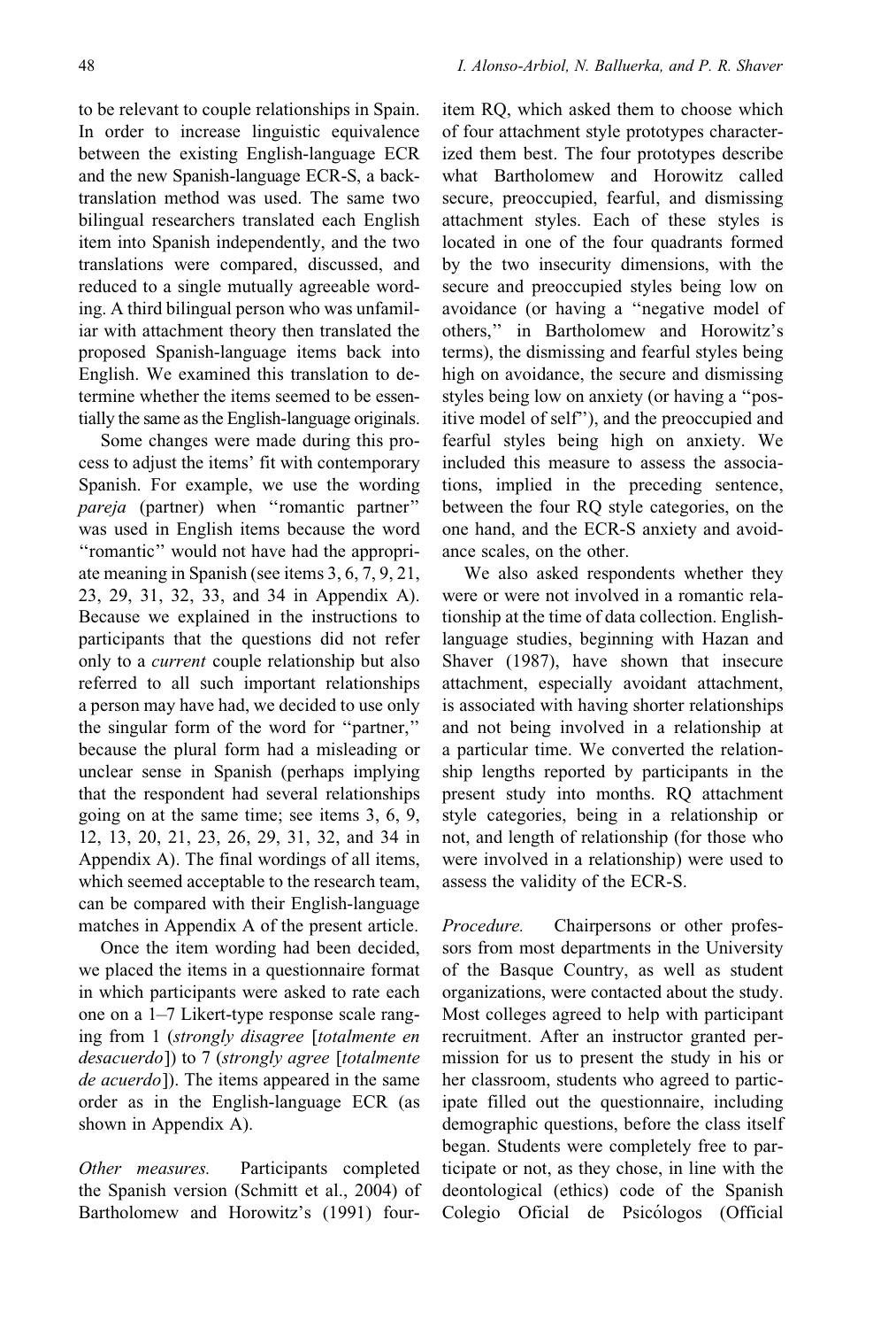to be relevant to couple relationships in Spain. In order to increase linguistic equivalence between the existing English-language ECR and the new Spanish-language ECR-S, a back-translation method was used. The same two bilingual researchers translated each English item into Spanish independently, and the two translations were compared, discussed, and reduced to a single mutually agreeable wording. A third bilingual person who was unfamiliar with attachment theory then translated the proposed Spanish-language items back into English. We examined this translation to determine whether the items seemed to be essentially the same as the English-language originals.

Some changes were made during this process to adjust the items' fit with contemporary Spanish. For example, we use the wording *pareja* (partner) when ''romantic partner'' was used in English items because the word ''romantic'' would not have had the appropriate meaning in Spanish (see items 3, 6, 7, 9, 21, 23, 29, 31, 32, 33, and 34 in Appendix A). Because we explained in the instructions to participants that the questions did not refer only to a *current* couple relationship but also referred to all such important relationships a person may have had, we decided to use only the singular form of the word for ''partner,'' because the plural form had a misleading or unclear sense in Spanish (perhaps implying that the respondent had several relationships going on at the same time; see items 3, 6, 9, 12, 13, 20, 21, 23, 26, 29, 31, 32, and 34 in Appendix A). The final wordings of all items, which seemed acceptable to the research team, can be compared with their English-language matches in Appendix A of the present article.

Once the item wording had been decided, we placed the items in a questionnaire format in which participants were asked to rate each one on a 1–7 Likert-type response scale ranging from 1 (*strongly disagree* [*totalmente en desacuerdo*]) to 7 (*strongly agree* [*totalmente de acuerdo*]). The items appeared in the same order as in the English-language ECR (as shown in Appendix A).

*Other measures.* Participants completed the Spanish version (Schmitt et al., 2004) of Bartholomew and Horowitz's (1991) four-item RQ, which asked them to choose which of four attachment style prototypes characterized them best. The four prototypes describe what Bartholomew and Horowitz called secure, preoccupied, fearful, and dismissing attachment styles. Each of these styles is located in one of the four quadrants formed by the two insecurity dimensions, with the secure and preoccupied styles being low on avoidance (or having a ''negative model of others,'' in Bartholomew and Horowitz's terms), the dismissing and fearful styles being high on avoidance, the secure and dismissing styles being low on anxiety (or having a ''positive model of self''), and the preoccupied and fearful styles being high on anxiety. We included this measure to assess the associations, implied in the preceding sentence, between the four RQ style categories, on the one hand, and the ECR-S anxiety and avoidance scales, on the other.

We also asked respondents whether they were or were not involved in a romantic relationship at the time of data collection. English-language studies, beginning with Hazan and Shaver (1987), have shown that insecure attachment, especially avoidant attachment, is associated with having shorter relationships and not being involved in a relationship at a particular time. We converted the relationship lengths reported by participants in the present study into months. RQ attachment style categories, being in a relationship or not, and length of relationship (for those who were involved in a relationship) were used to assess the validity of the ECR-S.

*Procedure.* Chairpersons or other professors from most departments in the University of the Basque Country, as well as student organizations, were contacted about the study. Most colleges agreed to help with participant recruitment. After an instructor granted permission for us to present the study in his or her classroom, students who agreed to participate filled out the questionnaire, including demographic questions, before the class itself began. Students were completely free to participate or not, as they chose, in line with the deontological (ethics) code of the Spanish Colegio Oficial de Psicólogos (Official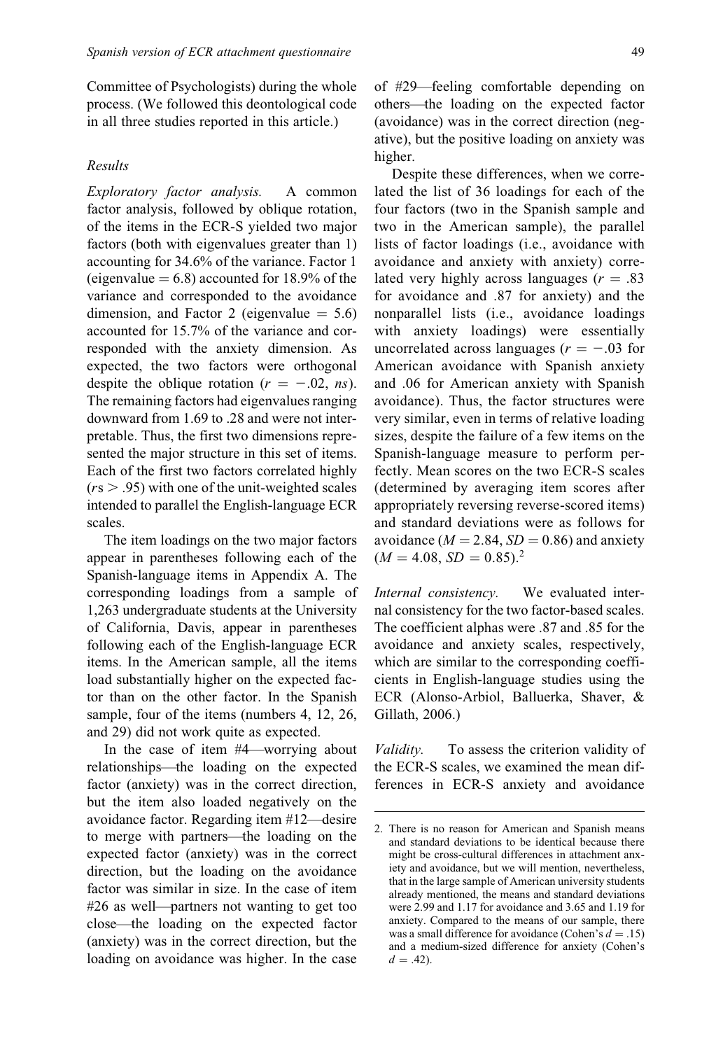Committee of Psychologists) during the whole process. (We followed this deontological code in all three studies reported in this article.)

### Results

*Exploratory factor analysis.* A common factor analysis, followed by oblique rotation, of the items in the ECR-S yielded two major factors (both with eigenvalues greater than 1) accounting for 34.6% of the variance. Factor 1 (eigenvalue $= 6.8$) accounted for 18.9% of the variance and corresponded to the avoidance dimension, and Factor 2 (eigenvalue $= 5.6$) accounted for 15.7% of the variance and corresponded with the anxiety dimension. As expected, the two factors were orthogonal despite the oblique rotation ($r = -.02$, *ns*). The remaining factors had eigenvalues ranging downward from 1.69 to .28 and were not interpretable. Thus, the first two dimensions represented the major structure in this set of items. Each of the first two factors correlated highly ($r\text{s} > .95$) with one of the unit-weighted scales intended to parallel the English-language ECR scales.

The item loadings on the two major factors appear in parentheses following each of the Spanish-language items in Appendix A. The corresponding loadings from a sample of 1,263 undergraduate students at the University of California, Davis, appear in parentheses following each of the English-language ECR items. In the American sample, all the items load substantially higher on the expected factor than on the other factor. In the Spanish sample, four of the items (numbers 4, 12, 26, and 29) did not work quite as expected.

In the case of item #4—worrying about relationships—the loading on the expected factor (anxiety) was in the correct direction, but the item also loaded negatively on the avoidance factor. Regarding item #12—desire to merge with partners—the loading on the expected factor (anxiety) was in the correct direction, but the loading on the avoidance factor was similar in size. In the case of item #26 as well—partners not wanting to get too close—the loading on the expected factor (anxiety) was in the correct direction, but the loading on avoidance was higher. In the case of #29—feeling comfortable depending on others—the loading on the expected factor (avoidance) was in the correct direction (negative), but the positive loading on anxiety was higher.

Despite these differences, when we correlated the list of 36 loadings for each of the four factors (two in the Spanish sample and two in the American sample), the parallel lists of factor loadings (i.e., avoidance with avoidance and anxiety with anxiety) correlated very highly across languages ($r = .83$ for avoidance and .87 for anxiety) and the nonparallel lists (i.e., avoidance loadings with anxiety loadings) were essentially uncorrelated across languages ($r = -.03$ for American avoidance with Spanish anxiety and .06 for American anxiety with Spanish avoidance). Thus, the factor structures were very similar, even in terms of relative loading sizes, despite the failure of a few items on the Spanish-language measure to perform perfectly. Mean scores on the two ECR-S scales (determined by averaging item scores after appropriately reversing reverse-scored items) and standard deviations were as follows for avoidance ($M = 2.84$, $SD = 0.86$) and anxiety ($M = 4.08$, $SD = 0.85$).[2]

*Internal consistency.* We evaluated internal consistency for the two factor-based scales. The coefficient alphas were .87 and .85 for the avoidance and anxiety scales, respectively, which are similar to the corresponding coefficients in English-language studies using the ECR (Alonso-Arbiol, Balluerka, Shaver, & Gillath, 2006.)

*Validity.* To assess the criterion validity of the ECR-S scales, we examined the mean differences in ECR-S anxiety and avoidance

---

2. There is no reason for American and Spanish means and standard deviations to be identical because there might be cross-cultural differences in attachment anxiety and avoidance, but we will mention, nevertheless, that in the large sample of American university students already mentioned, the means and standard deviations were 2.99 and 1.17 for avoidance and 3.65 and 1.19 for anxiety. Compared to the means of our sample, there was a small difference for avoidance (Cohen's $d = .15$) and a medium-sized difference for anxiety (Cohen's $d = .42$).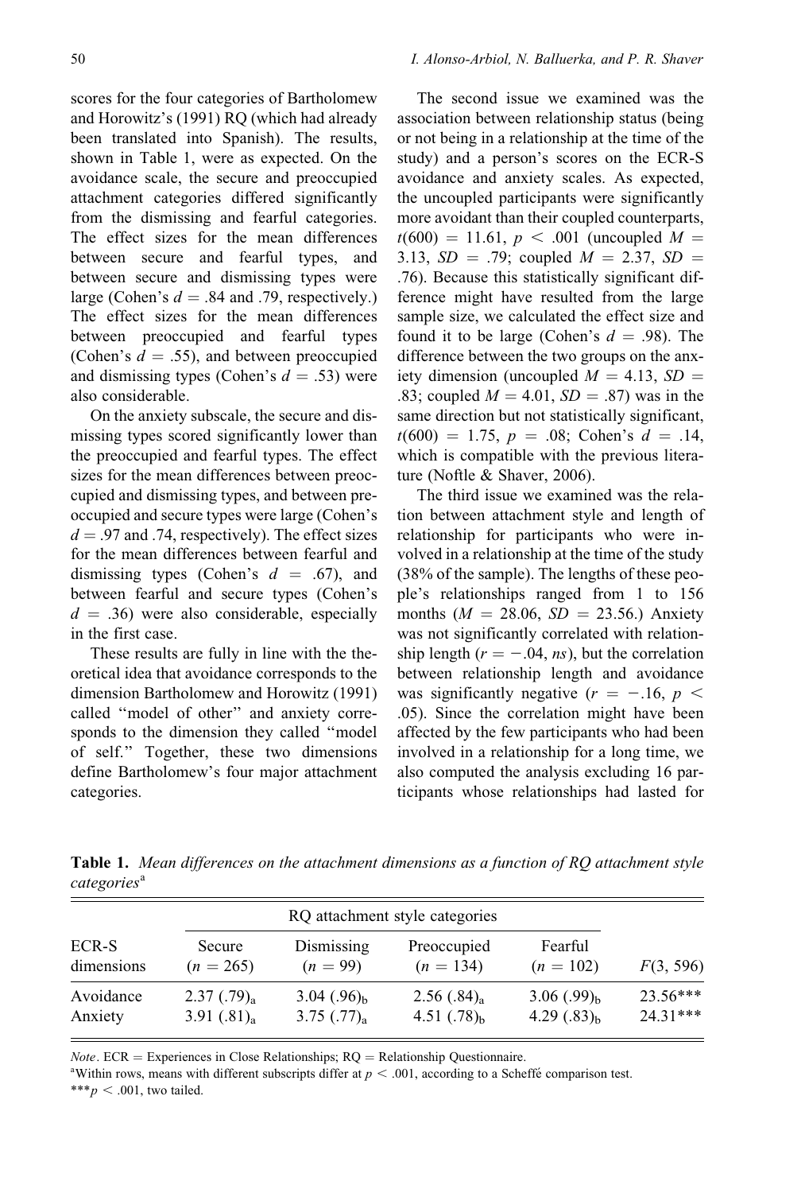scores for the four categories of Bartholomew and Horowitz's (1991) RQ (which had already been translated into Spanish). The results, shown in Table 1, were as expected. On the avoidance scale, the secure and preoccupied attachment categories differed significantly from the dismissing and fearful categories. The effect sizes for the mean differences between secure and fearful types, and between secure and dismissing types were large (Cohen's $d = .84$ and .79, respectively.) The effect sizes for the mean differences between preoccupied and fearful types (Cohen's $d = .55$), and between preoccupied and dismissing types (Cohen's $d = .53$) were also considerable.

On the anxiety subscale, the secure and dismissing types scored significantly lower than the preoccupied and fearful types. The effect sizes for the mean differences between preoccupied and dismissing types, and between preoccupied and secure types were large (Cohen's $d = .97$ and .74, respectively). The effect sizes for the mean differences between fearful and dismissing types (Cohen's $d = .67$), and between fearful and secure types (Cohen's $d = .36$) were also considerable, especially in the first case.

These results are fully in line with the theoretical idea that avoidance corresponds to the dimension Bartholomew and Horowitz (1991) called "model of other" and anxiety corresponds to the dimension they called "model of self." Together, these two dimensions define Bartholomew's four major attachment categories.

The second issue we examined was the association between relationship status (being or not being in a relationship at the time of the study) and a person's scores on the ECR-S avoidance and anxiety scales. As expected, the uncoupled participants were significantly more avoidant than their coupled counterparts, $t(600) = 11.61$, $p < .001$ (uncoupled $M = 3.13$, $SD = .79$; coupled $M = 2.37$, $SD = .76$). Because this statistically significant difference might have resulted from the large sample size, we calculated the effect size and found it to be large (Cohen's $d = .98$). The difference between the two groups on the anxiety dimension (uncoupled $M = 4.13$, $SD = .83$; coupled $M = 4.01$, $SD = .87$) was in the same direction but not statistically significant, $t(600) = 1.75$, $p = .08$; Cohen's $d = .14$, which is compatible with the previous literature (Noftle & Shaver, 2006).

The third issue we examined was the relation between attachment style and length of relationship for participants who were involved in a relationship at the time of the study (38% of the sample). The lengths of these people's relationships ranged from 1 to 156 months ($M = 28.06$, $SD = 23.56$.) Anxiety was not significantly correlated with relationship length ($r = -.04$, *ns*), but the correlation between relationship length and avoidance was significantly negative ($r = -.16$, $p < .05$). Since the correlation might have been affected by the few participants who had been involved in a relationship for a long time, we also computed the analysis excluding 16 participants whose relationships had lasted for

**Table 1.** *Mean differences on the attachment dimensions as a function of RQ attachment style categories*[a]

| ECR-S dimensions | Secure ($n = 265$) | Dismissing ($n = 99$) | Preoccupied ($n = 134$) | Fearful ($n = 102$) | $F(3, 596)$ |
|---|---|---|---|---|---|
| Avoidance | $2.37\ (.79)_a$ | $3.04\ (.96)_b$ | $2.56\ (.84)_a$ | $3.06\ (.99)_b$ | 23.56*** |
| Anxiety | $3.91\ (.81)_a$ | $3.75\ (.77)_a$ | $4.51\ (.78)_b$ | $4.29\ (.83)_b$ | 24.31*** |

*Note*. ECR = Experiences in Close Relationships; RQ = Relationship Questionnaire.
[a]Within rows, means with different subscripts differ at $p < .001$, according to a Scheffé comparison test.
***$p < .001$, two tailed.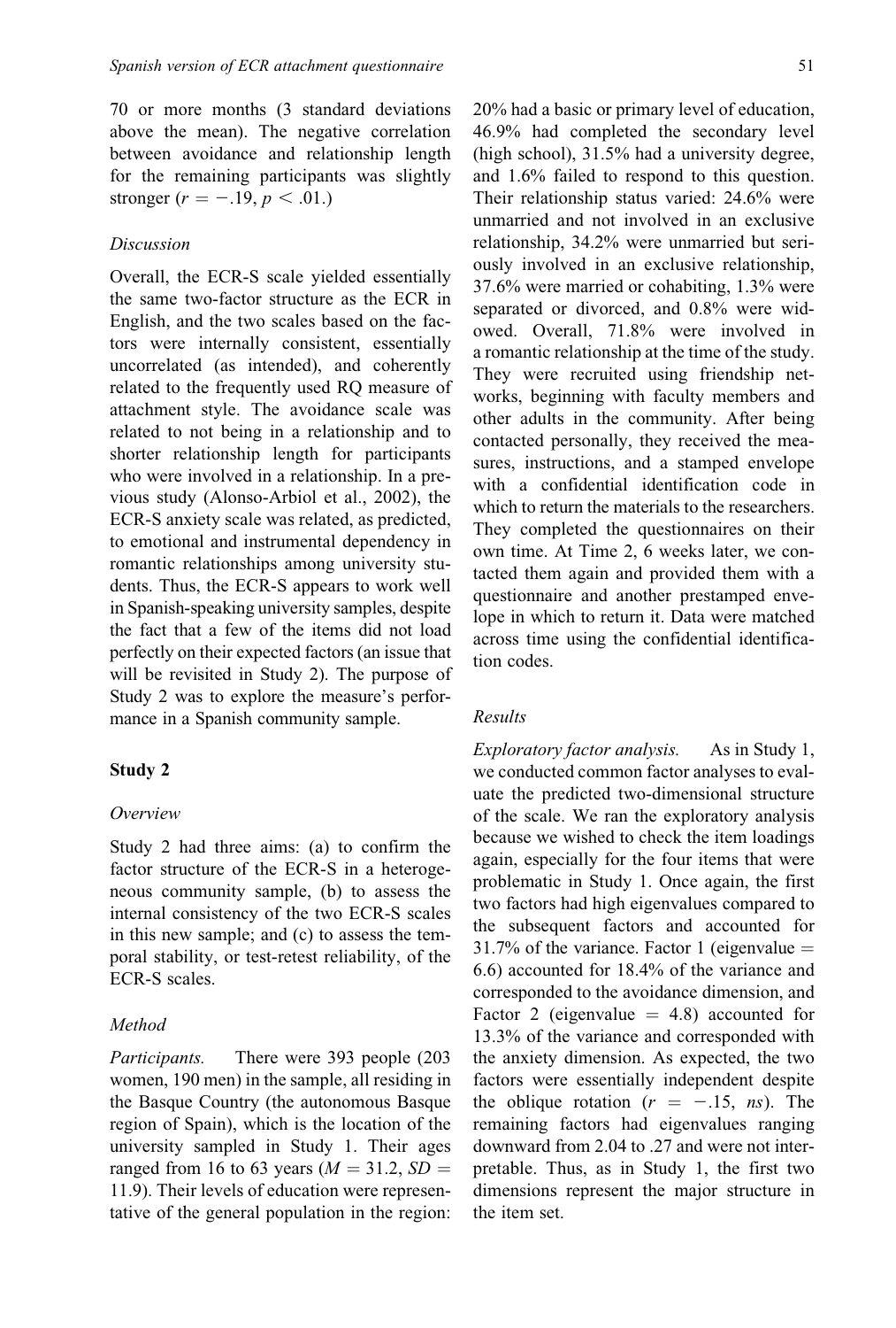70 or more months (3 standard deviations above the mean). The negative correlation between avoidance and relationship length for the remaining participants was slightly stronger ($r = -.19$, $p < .01$.)

### *Discussion*

Overall, the ECR-S scale yielded essentially the same two-factor structure as the ECR in English, and the two scales based on the factors were internally consistent, essentially uncorrelated (as intended), and coherently related to the frequently used RQ measure of attachment style. The avoidance scale was related to not being in a relationship and to shorter relationship length for participants who were involved in a relationship. In a previous study (Alonso-Arbiol et al., 2002), the ECR-S anxiety scale was related, as predicted, to emotional and instrumental dependency in romantic relationships among university students. Thus, the ECR-S appears to work well in Spanish-speaking university samples, despite the fact that a few of the items did not load perfectly on their expected factors (an issue that will be revisited in Study 2). The purpose of Study 2 was to explore the measure's performance in a Spanish community sample.

## Study 2

### *Overview*

Study 2 had three aims: (a) to confirm the factor structure of the ECR-S in a heterogeneous community sample, (b) to assess the internal consistency of the two ECR-S scales in this new sample; and (c) to assess the temporal stability, or test-retest reliability, of the ECR-S scales.

### *Method*

*Participants.* There were 393 people (203 women, 190 men) in the sample, all residing in the Basque Country (the autonomous Basque region of Spain), which is the location of the university sampled in Study 1. Their ages ranged from 16 to 63 years ($M = 31.2$, $SD = 11.9$). Their levels of education were representative of the general population in the region: 20% had a basic or primary level of education, 46.9% had completed the secondary level (high school), 31.5% had a university degree, and 1.6% failed to respond to this question. Their relationship status varied: 24.6% were unmarried and not involved in an exclusive relationship, 34.2% were unmarried but seriously involved in an exclusive relationship, 37.6% were married or cohabiting, 1.3% were separated or divorced, and 0.8% were widowed. Overall, 71.8% were involved in a romantic relationship at the time of the study. They were recruited using friendship networks, beginning with faculty members and other adults in the community. After being contacted personally, they received the measures, instructions, and a stamped envelope with a confidential identification code in which to return the materials to the researchers. They completed the questionnaires on their own time. At Time 2, 6 weeks later, we contacted them again and provided them with a questionnaire and another prestamped envelope in which to return it. Data were matched across time using the confidential identification codes.

### *Results*

*Exploratory factor analysis.* As in Study 1, we conducted common factor analyses to evaluate the predicted two-dimensional structure of the scale. We ran the exploratory analysis because we wished to check the item loadings again, especially for the four items that were problematic in Study 1. Once again, the first two factors had high eigenvalues compared to the subsequent factors and accounted for 31.7% of the variance. Factor 1 (eigenvalue = 6.6) accounted for 18.4% of the variance and corresponded to the avoidance dimension, and Factor 2 (eigenvalue = 4.8) accounted for 13.3% of the variance and corresponded with the anxiety dimension. As expected, the two factors were essentially independent despite the oblique rotation ($r = -.15$, *ns*). The remaining factors had eigenvalues ranging downward from 2.04 to .27 and were not interpretable. Thus, as in Study 1, the first two dimensions represent the major structure in the item set.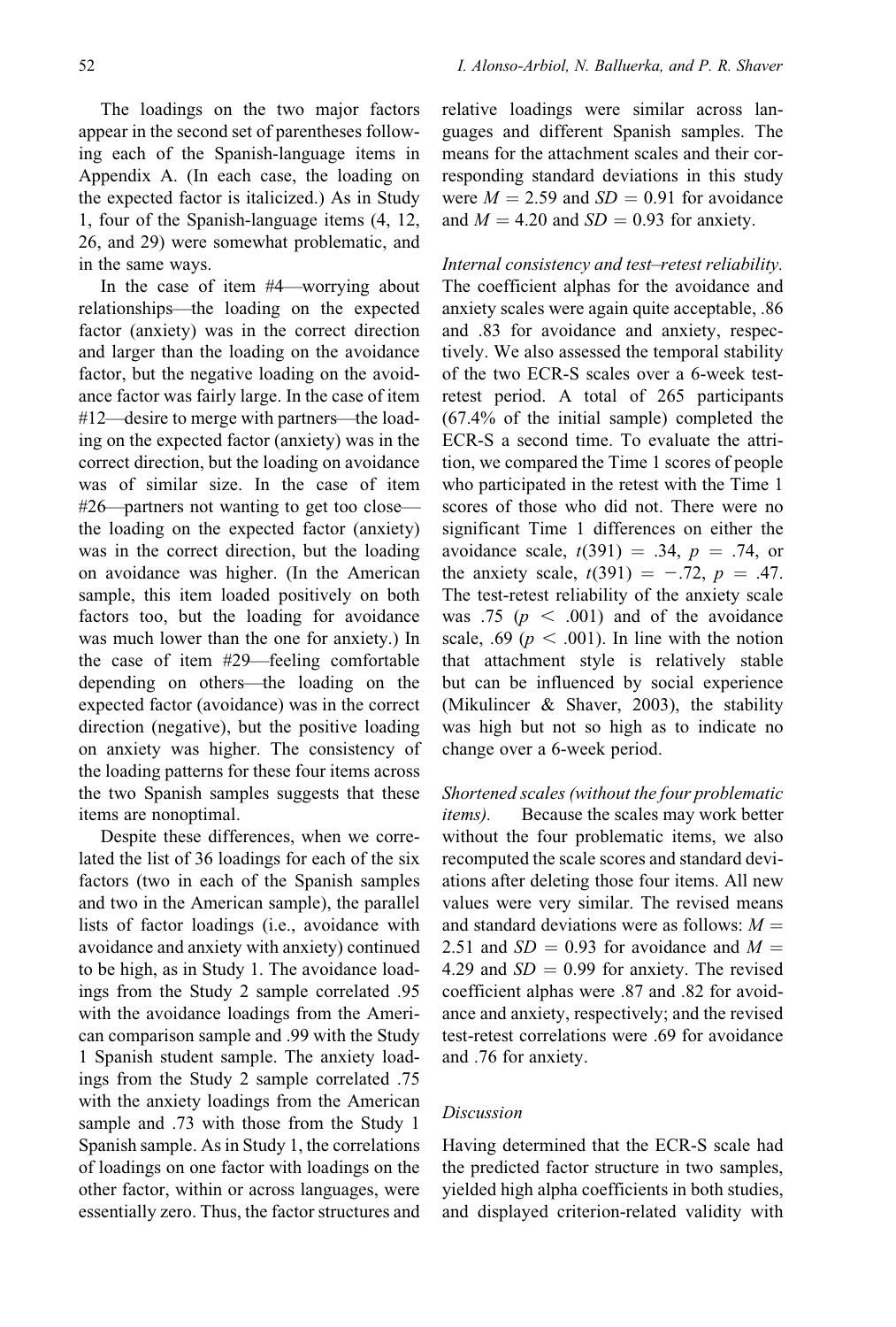The loadings on the two major factors appear in the second set of parentheses following each of the Spanish-language items in Appendix A. (In each case, the loading on the expected factor is italicized.) As in Study 1, four of the Spanish-language items (4, 12, 26, and 29) were somewhat problematic, and in the same ways.

In the case of item #4—worrying about relationships—the loading on the expected factor (anxiety) was in the correct direction and larger than the loading on the avoidance factor, but the negative loading on the avoidance factor was fairly large. In the case of item #12—desire to merge with partners—the loading on the expected factor (anxiety) was in the correct direction, but the loading on avoidance was of similar size. In the case of item #26—partners not wanting to get too close—the loading on the expected factor (anxiety) was in the correct direction, but the loading on avoidance was higher. (In the American sample, this item loaded positively on both factors too, but the loading for avoidance was much lower than the one for anxiety.) In the case of item #29—feeling comfortable depending on others—the loading on the expected factor (avoidance) was in the correct direction (negative), but the positive loading on anxiety was higher. The consistency of the loading patterns for these four items across the two Spanish samples suggests that these items are nonoptimal.

Despite these differences, when we correlated the list of 36 loadings for each of the six factors (two in each of the Spanish samples and two in the American sample), the parallel lists of factor loadings (i.e., avoidance with avoidance and anxiety with anxiety) continued to be high, as in Study 1. The avoidance loadings from the Study 2 sample correlated .95 with the avoidance loadings from the American comparison sample and .99 with the Study 1 Spanish student sample. The anxiety loadings from the Study 2 sample correlated .75 with the anxiety loadings from the American sample and .73 with those from the Study 1 Spanish sample. As in Study 1, the correlations of loadings on one factor with loadings on the other factor, within or across languages, were essentially zero. Thus, the factor structures and relative loadings were similar across languages and different Spanish samples. The means for the attachment scales and their corresponding standard deviations in this study were $M = 2.59$ and $SD = 0.91$ for avoidance and $M = 4.20$ and $SD = 0.93$ for anxiety.

*Internal consistency and test–retest reliability.* The coefficient alphas for the avoidance and anxiety scales were again quite acceptable, .86 and .83 for avoidance and anxiety, respectively. We also assessed the temporal stability of the two ECR-S scales over a 6-week test-retest period. A total of 265 participants (67.4% of the initial sample) completed the ECR-S a second time. To evaluate the attrition, we compared the Time 1 scores of people who participated in the retest with the Time 1 scores of those who did not. There were no significant Time 1 differences on either the avoidance scale, $t(391) = .34$, $p = .74$, or the anxiety scale, $t(391) = -.72$, $p = .47$. The test-retest reliability of the anxiety scale was .75 ($p < .001$) and of the avoidance scale, .69 ($p < .001$). In line with the notion that attachment style is relatively stable but can be influenced by social experience (Mikulincer & Shaver, 2003), the stability was high but not so high as to indicate no change over a 6-week period.

*Shortened scales (without the four problematic items).* Because the scales may work better without the four problematic items, we also recomputed the scale scores and standard deviations after deleting those four items. All new values were very similar. The revised means and standard deviations were as follows: $M = 2.51$ and $SD = 0.93$ for avoidance and $M = 4.29$ and $SD = 0.99$ for anxiety. The revised coefficient alphas were .87 and .82 for avoidance and anxiety, respectively; and the revised test-retest correlations were .69 for avoidance and .76 for anxiety.

### Discussion

Having determined that the ECR-S scale had the predicted factor structure in two samples, yielded high alpha coefficients in both studies, and displayed criterion-related validity with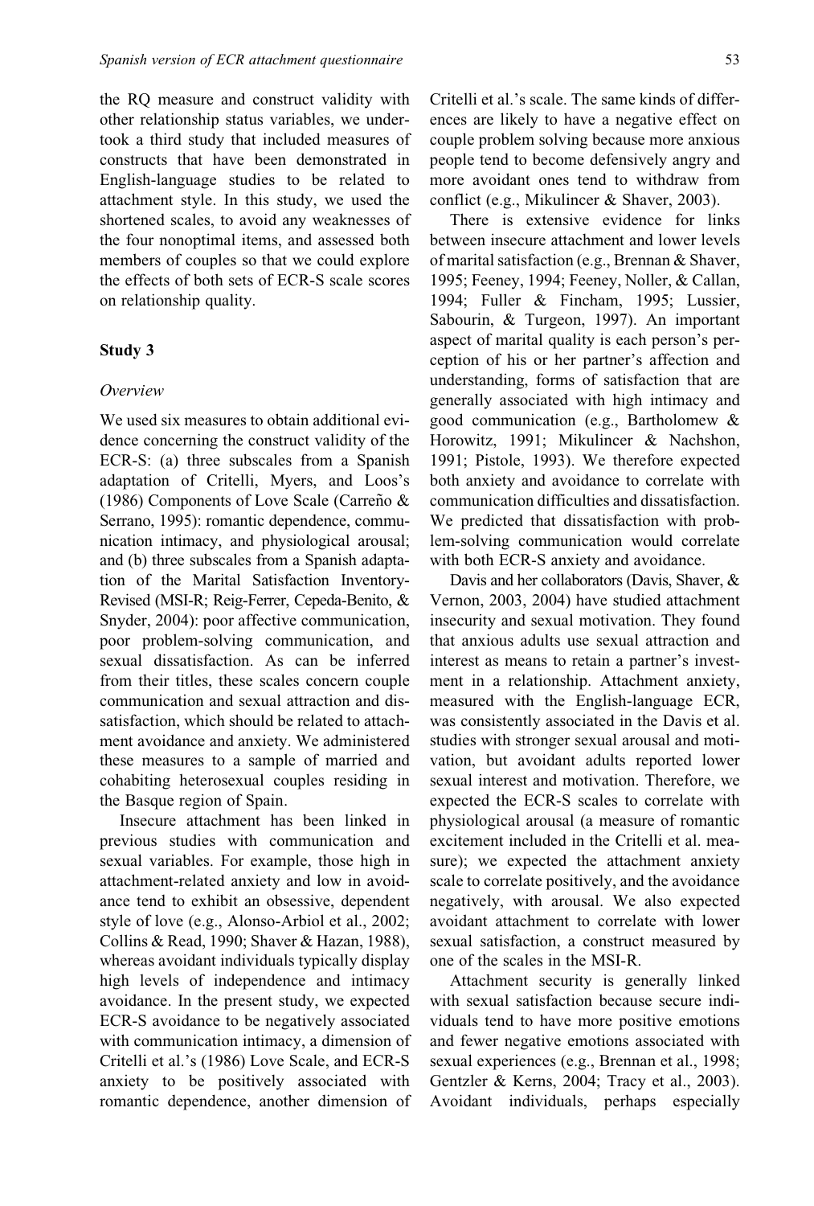the RQ measure and construct validity with other relationship status variables, we undertook a third study that included measures of constructs that have been demonstrated in English-language studies to be related to attachment style. In this study, we used the shortened scales, to avoid any weaknesses of the four nonoptimal items, and assessed both members of couples so that we could explore the effects of both sets of ECR-S scale scores on relationship quality.

## Study 3

### *Overview*

We used six measures to obtain additional evidence concerning the construct validity of the ECR-S: (a) three subscales from a Spanish adaptation of Critelli, Myers, and Loos's (1986) Components of Love Scale (Carreño & Serrano, 1995): romantic dependence, communication intimacy, and physiological arousal; and (b) three subscales from a Spanish adaptation of the Marital Satisfaction Inventory-Revised (MSI-R; Reig-Ferrer, Cepeda-Benito, & Snyder, 2004): poor affective communication, poor problem-solving communication, and sexual dissatisfaction. As can be inferred from their titles, these scales concern couple communication and sexual attraction and dissatisfaction, which should be related to attachment avoidance and anxiety. We administered these measures to a sample of married and cohabiting heterosexual couples residing in the Basque region of Spain.

Insecure attachment has been linked in previous studies with communication and sexual variables. For example, those high in attachment-related anxiety and low in avoidance tend to exhibit an obsessive, dependent style of love (e.g., Alonso-Arbiol et al., 2002; Collins & Read, 1990; Shaver & Hazan, 1988), whereas avoidant individuals typically display high levels of independence and intimacy avoidance. In the present study, we expected ECR-S avoidance to be negatively associated with communication intimacy, a dimension of Critelli et al.'s (1986) Love Scale, and ECR-S anxiety to be positively associated with romantic dependence, another dimension of Critelli et al.'s scale. The same kinds of differences are likely to have a negative effect on couple problem solving because more anxious people tend to become defensively angry and more avoidant ones tend to withdraw from conflict (e.g., Mikulincer & Shaver, 2003).

There is extensive evidence for links between insecure attachment and lower levels of marital satisfaction (e.g., Brennan & Shaver, 1995; Feeney, 1994; Feeney, Noller, & Callan, 1994; Fuller & Fincham, 1995; Lussier, Sabourin, & Turgeon, 1997). An important aspect of marital quality is each person's perception of his or her partner's affection and understanding, forms of satisfaction that are generally associated with high intimacy and good communication (e.g., Bartholomew & Horowitz, 1991; Mikulincer & Nachshon, 1991; Pistole, 1993). We therefore expected both anxiety and avoidance to correlate with communication difficulties and dissatisfaction. We predicted that dissatisfaction with problem-solving communication would correlate with both ECR-S anxiety and avoidance.

Davis and her collaborators (Davis, Shaver, & Vernon, 2003, 2004) have studied attachment insecurity and sexual motivation. They found that anxious adults use sexual attraction and interest as means to retain a partner's investment in a relationship. Attachment anxiety, measured with the English-language ECR, was consistently associated in the Davis et al. studies with stronger sexual arousal and motivation, but avoidant adults reported lower sexual interest and motivation. Therefore, we expected the ECR-S scales to correlate with physiological arousal (a measure of romantic excitement included in the Critelli et al. measure); we expected the attachment anxiety scale to correlate positively, and the avoidance negatively, with arousal. We also expected avoidant attachment to correlate with lower sexual satisfaction, a construct measured by one of the scales in the MSI-R.

Attachment security is generally linked with sexual satisfaction because secure individuals tend to have more positive emotions and fewer negative emotions associated with sexual experiences (e.g., Brennan et al., 1998; Gentzler & Kerns, 2004; Tracy et al., 2003). Avoidant individuals, perhaps especially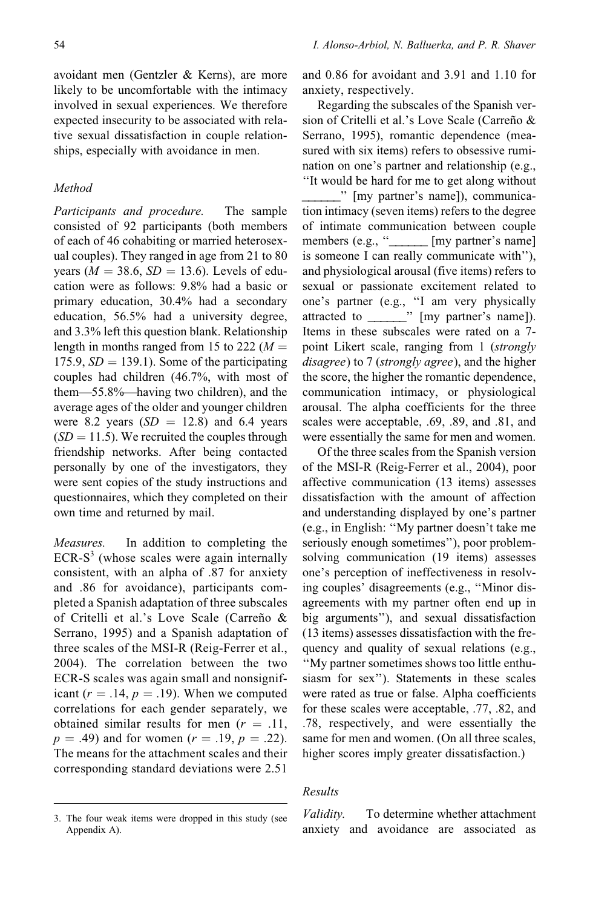avoidant men (Gentzler & Kerns), are more likely to be uncomfortable with the intimacy involved in sexual experiences. We therefore expected insecurity to be associated with relative sexual dissatisfaction in couple relationships, especially with avoidance in men.

### *Method*

*Participants and procedure.* The sample consisted of 92 participants (both members of each of 46 cohabiting or married heterosexual couples). They ranged in age from 21 to 80 years ($M = 38.6$, $SD = 13.6$). Levels of education were as follows: 9.8% had a basic or primary education, 30.4% had a secondary education, 56.5% had a university degree, and 3.3% left this question blank. Relationship length in months ranged from 15 to 222 ($M = 175.9$, $SD = 139.1$). Some of the participating couples had children (46.7%, with most of them—55.8%—having two children), and the average ages of the older and younger children were 8.2 years ($SD = 12.8$) and 6.4 years ($SD = 11.5$). We recruited the couples through friendship networks. After being contacted personally by one of the investigators, they were sent copies of the study instructions and questionnaires, which they completed on their own time and returned by mail.

*Measures.* In addition to completing the ECR-S[3] (whose scales were again internally consistent, with an alpha of .87 for anxiety and .86 for avoidance), participants completed a Spanish adaptation of three subscales of Critelli et al.'s Love Scale (Carreño & Serrano, 1995) and a Spanish adaptation of three scales of the MSI-R (Reig-Ferrer et al., 2004). The correlation between the two ECR-S scales was again small and nonsignificant ($r = .14$, $p = .19$). When we computed correlations for each gender separately, we obtained similar results for men ($r = .11$, $p = .49$) and for women ($r = .19$, $p = .22$). The means for the attachment scales and their corresponding standard deviations were 2.51 and 0.86 for avoidant and 3.91 and 1.10 for anxiety, respectively.

Regarding the subscales of the Spanish version of Critelli et al.'s Love Scale (Carreño & Serrano, 1995), romantic dependence (measured with six items) refers to obsessive rumination on one's partner and relationship (e.g., "It would be hard for me to get along without ______" [my partner's name]), communication intimacy (seven items) refers to the degree of intimate communication between couple members (e.g., "______ [my partner's name] is someone I can really communicate with"), and physiological arousal (five items) refers to sexual or passionate excitement related to one's partner (e.g., "I am very physically attracted to ______" [my partner's name]). Items in these subscales were rated on a 7-point Likert scale, ranging from 1 (*strongly disagree*) to 7 (*strongly agree*), and the higher the score, the higher the romantic dependence, communication intimacy, or physiological arousal. The alpha coefficients for the three scales were acceptable, .69, .89, and .81, and were essentially the same for men and women.

Of the three scales from the Spanish version of the MSI-R (Reig-Ferrer et al., 2004), poor affective communication (13 items) assesses dissatisfaction with the amount of affection and understanding displayed by one's partner (e.g., in English: "My partner doesn't take me seriously enough sometimes"), poor problem-solving communication (19 items) assesses one's perception of ineffectiveness in resolving couples' disagreements (e.g., "Minor disagreements with my partner often end up in big arguments"), and sexual dissatisfaction (13 items) assesses dissatisfaction with the frequency and quality of sexual relations (e.g., "My partner sometimes shows too little enthusiasm for sex"). Statements in these scales were rated as true or false. Alpha coefficients for these scales were acceptable, .77, .82, and .78, respectively, and were essentially the same for men and women. (On all three scales, higher scores imply greater dissatisfaction.)

### *Results*

*Validity.* To determine whether attachment anxiety and avoidance are associated as

3. The four weak items were dropped in this study (see Appendix A).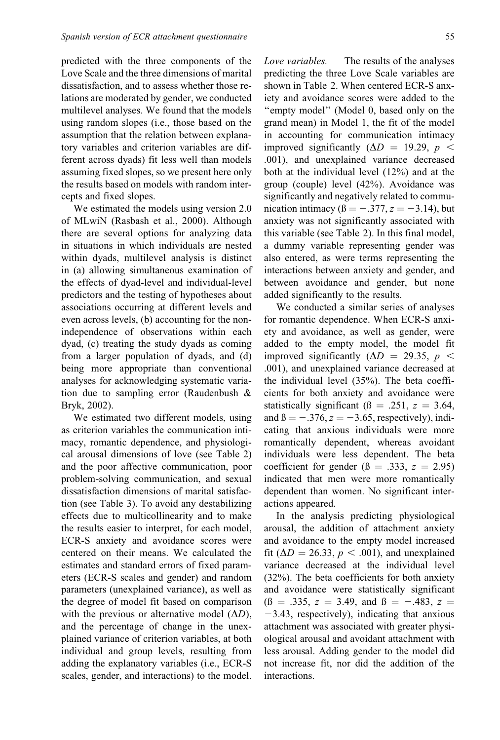predicted with the three components of the Love Scale and the three dimensions of marital dissatisfaction, and to assess whether those relations are moderated by gender, we conducted multilevel analyses. We found that the models using random slopes (i.e., those based on the assumption that the relation between explanatory variables and criterion variables are different across dyads) fit less well than models assuming fixed slopes, so we present here only the results based on models with random intercepts and fixed slopes.

We estimated the models using version 2.0 of MLwiN (Rasbash et al., 2000). Although there are several options for analyzing data in situations in which individuals are nested within dyads, multilevel analysis is distinct in (a) allowing simultaneous examination of the effects of dyad-level and individual-level predictors and the testing of hypotheses about associations occurring at different levels and even across levels, (b) accounting for the non-independence of observations within each dyad, (c) treating the study dyads as coming from a larger population of dyads, and (d) being more appropriate than conventional analyses for acknowledging systematic variation due to sampling error (Raudenbush & Bryk, 2002).

We estimated two different models, using as criterion variables the communication intimacy, romantic dependence, and physiological arousal dimensions of love (see Table 2) and the poor affective communication, poor problem-solving communication, and sexual dissatisfaction dimensions of marital satisfaction (see Table 3). To avoid any destabilizing effects due to multicollinearity and to make the results easier to interpret, for each model, ECR-S anxiety and avoidance scores were centered on their means. We calculated the estimates and standard errors of fixed parameters (ECR-S scales and gender) and random parameters (unexplained variance), as well as the degree of model fit based on comparison with the previous or alternative model ($\Delta D$), and the percentage of change in the unexplained variance of criterion variables, at both individual and group levels, resulting from adding the explanatory variables (i.e., ECR-S scales, gender, and interactions) to the model.

*Love variables.* The results of the analyses predicting the three Love Scale variables are shown in Table 2. When centered ECR-S anxiety and avoidance scores were added to the "empty model" (Model 0, based only on the grand mean) in Model 1, the fit of the model in accounting for communication intimacy improved significantly ($\Delta D = 19.29$, $p < .001$), and unexplained variance decreased both at the individual level (12%) and at the group (couple) level (42%). Avoidance was significantly and negatively related to communication intimacy (ß $= -.377$, $z = -3.14$), but anxiety was not significantly associated with this variable (see Table 2). In this final model, a dummy variable representing gender was also entered, as were terms representing the interactions between anxiety and gender, and between avoidance and gender, but none added significantly to the results.

We conducted a similar series of analyses for romantic dependence. When ECR-S anxiety and avoidance, as well as gender, were added to the empty model, the model fit improved significantly ($\Delta D = 29.35$, $p < .001$), and unexplained variance decreased at the individual level (35%). The beta coefficients for both anxiety and avoidance were statistically significant (ß $= .251$, $z = 3.64$, and ß $= -.376$, $z = -3.65$, respectively), indicating that anxious individuals were more romantically dependent, whereas avoidant individuals were less dependent. The beta coefficient for gender (ß $= .333$, $z = 2.95$) indicated that men were more romantically dependent than women. No significant interactions appeared.

In the analysis predicting physiological arousal, the addition of attachment anxiety and avoidance to the empty model increased fit ($\Delta D = 26.33$, $p < .001$), and unexplained variance decreased at the individual level (32%). The beta coefficients for both anxiety and avoidance were statistically significant (ß $= .335$, $z = 3.49$, and ß $= -.483$, $z = -3.43$, respectively), indicating that anxious attachment was associated with greater physiological arousal and avoidant attachment with less arousal. Adding gender to the model did not increase fit, nor did the addition of the interactions.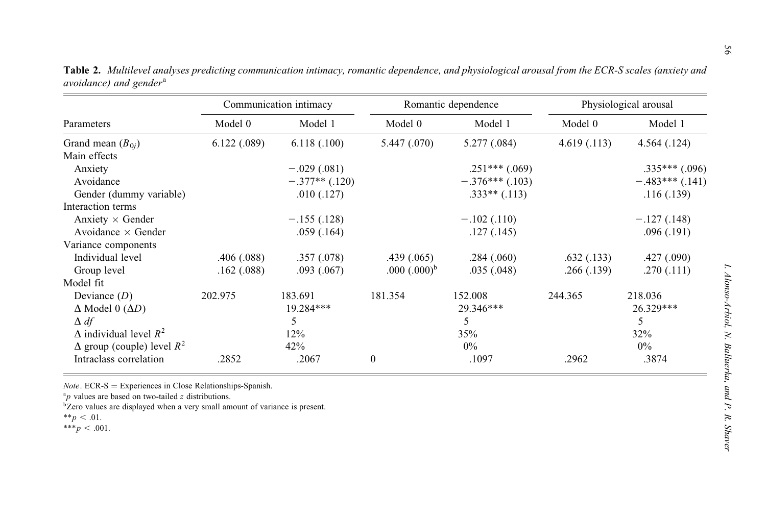**Table 2.** *Multilevel analyses predicting communication intimacy, romantic dependence, and physiological arousal from the ECR-S scales (anxiety and avoidance) and gender*[a]

| Parameters | Communication intimacy | | Romantic dependence | | Physiological arousal | |
|---|---|---|---|---|---|---|
| | Model 0 | Model 1 | Model 0 | Model 1 | Model 0 | Model 1 |
| Grand mean ($B_{0j}$) | 6.122 (.089) | 6.118 (.100) | 5.447 (.070) | 5.277 (.084) | 4.619 (.113) | 4.564 (.124) |
| Main effects | | | | | | |
| Anxiety | | −.029 (.081) | | .251*** (.069) | | .335*** (.096) |
| Avoidance | | −.377** (.120) | | −.376*** (.103) | | −.483*** (.141) |
| Gender (dummy variable) | | .010 (.127) | | .333** (.113) | | .116 (.139) |
| Interaction terms | | | | | | |
| Anxiety × Gender | | −.155 (.128) | | −.102 (.110) | | −.127 (.148) |
| Avoidance × Gender | | .059 (.164) | | .127 (.145) | | .096 (.191) |
| Variance components | | | | | | |
| Individual level | .406 (.088) | .357 (.078) | .439 (.065) | .284 (.060) | .632 (.133) | .427 (.090) |
| Group level | .162 (.088) | .093 (.067) | .000 (.000)[b] | .035 (.048) | .266 (.139) | .270 (.111) |
| Model fit | | | | | | |
| Deviance ($D$) | 202.975 | 183.691 | 181.354 | 152.008 | 244.365 | 218.036 |
| Δ Model 0 (Δ$D$) | | 19.284*** | | 29.346*** | | 26.329*** |
| Δ $df$ | | 5 | | 5 | | 5 |
| Δ individual level $R^2$ | | 12% | | 35% | | 32% |
| Δ group (couple) level $R^2$ | | 42% | | 0% | | 0% |
| Intraclass correlation | .2852 | .2067 | 0 | .1097 | .2962 | .3874 |

*Note*. ECR-S = Experiences in Close Relationships-Spanish.
[a]$p$ values are based on two-tailed $z$ distributions.
[b]Zero values are displayed when a very small amount of variance is present.
**$p < .01$.
***$p < .001$.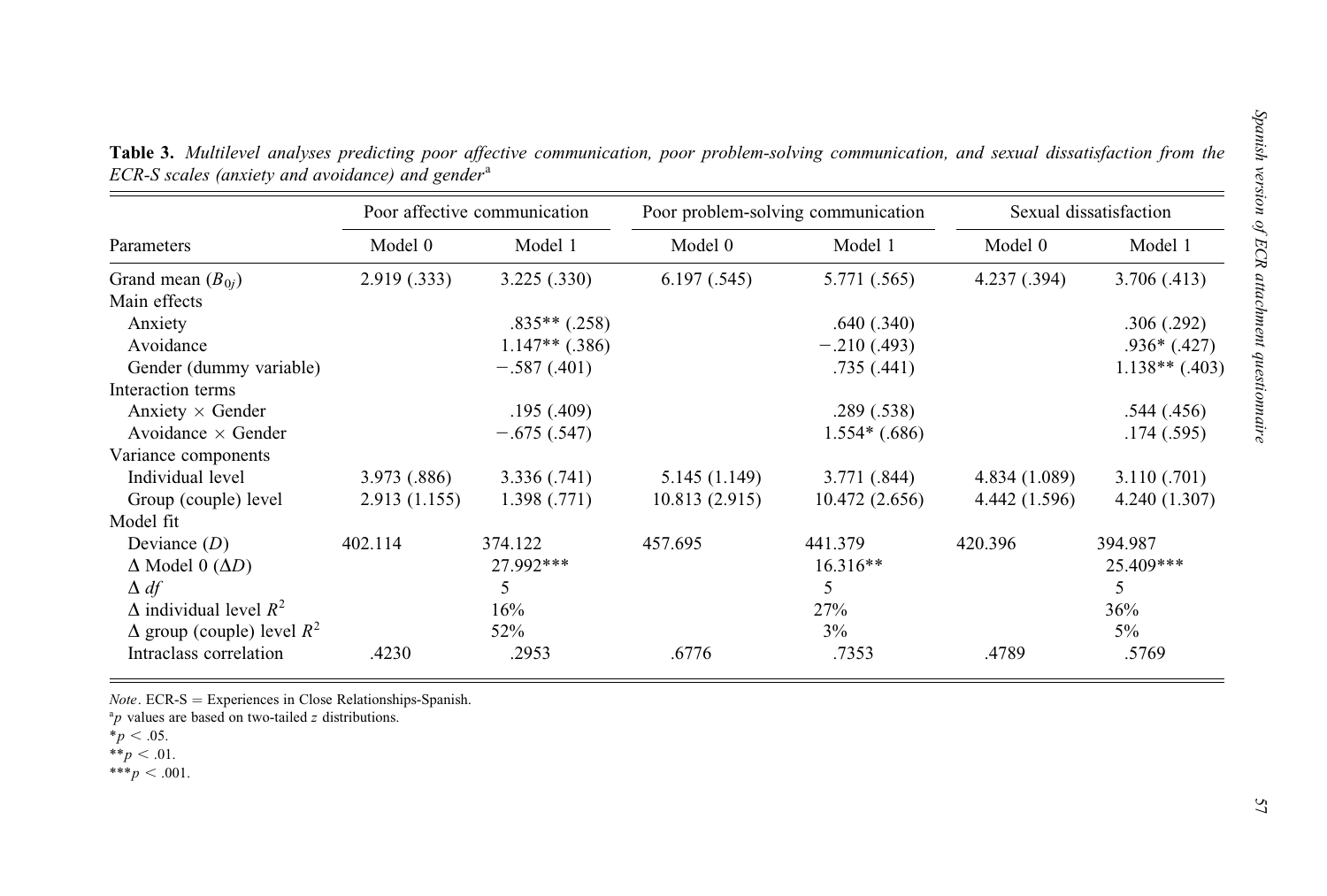**Table 3.** *Multilevel analyses predicting poor affective communication, poor problem-solving communication, and sexual dissatisfaction from the ECR-S scales (anxiety and avoidance) and gender*[a]

| Parameters | Poor affective communication | | Poor problem-solving communication | | Sexual dissatisfaction | |
|---|---|---|---|---|---|---|
| | Model 0 | Model 1 | Model 0 | Model 1 | Model 0 | Model 1 |
| Grand mean ($B_{0j}$) | 2.919 (.333) | 3.225 (.330) | 6.197 (.545) | 5.771 (.565) | 4.237 (.394) | 3.706 (.413) |
| Main effects | | | | | | |
| Anxiety | | .835** (.258) | | .640 (.340) | | .306 (.292) |
| Avoidance | | 1.147** (.386) | | −.210 (.493) | | .936* (.427) |
| Gender (dummy variable) | | −.587 (.401) | | .735 (.441) | | 1.138** (.403) |
| Interaction terms | | | | | | |
| Anxiety × Gender | | .195 (.409) | | .289 (.538) | | .544 (.456) |
| Avoidance × Gender | | −.675 (.547) | | 1.554* (.686) | | .174 (.595) |
| Variance components | | | | | | |
| Individual level | 3.973 (.886) | 3.336 (.741) | 5.145 (1.149) | 3.771 (.844) | 4.834 (1.089) | 3.110 (.701) |
| Group (couple) level | 2.913 (1.155) | 1.398 (.771) | 10.813 (2.915) | 10.472 (2.656) | 4.442 (1.596) | 4.240 (1.307) |
| Model fit | | | | | | |
| Deviance ($D$) | 402.114 | 374.122 | 457.695 | 441.379 | 420.396 | 394.987 |
| Δ Model 0 (Δ$D$) | | 27.992*** | | 16.316** | | 25.409*** |
| Δ $df$ | | 5 | | 5 | | 5 |
| Δ individual level $R^2$ | | 16% | | 27% | | 36% |
| Δ group (couple) level $R^2$ | | 52% | | 3% | | 5% |
| Intraclass correlation | .4230 | .2953 | .6776 | .7353 | .4789 | .5769 |

*Note*. ECR-S = Experiences in Close Relationships-Spanish.
[a] $p$ values are based on two-tailed $z$ distributions.
*$p < .05$.
**$p < .01$.
***$p < .001$.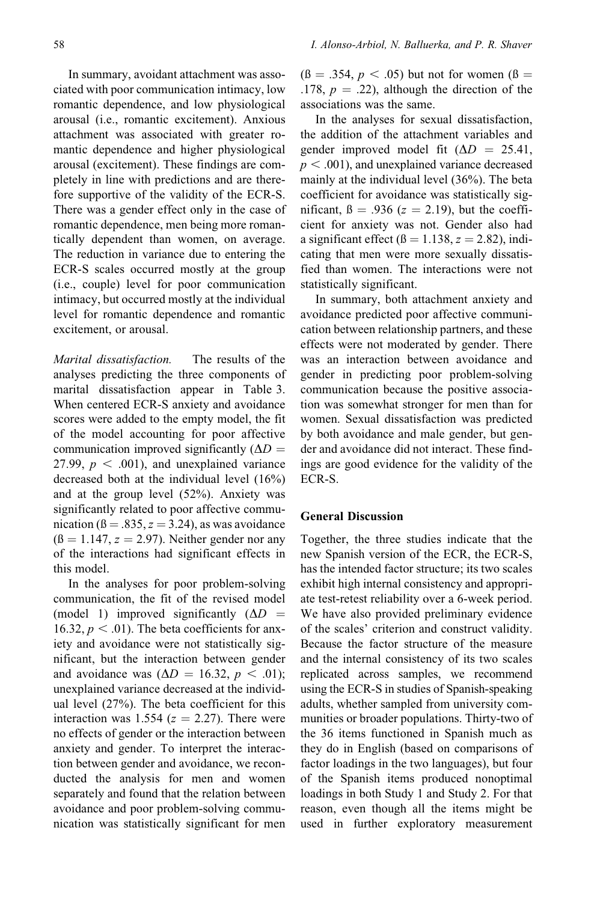In summary, avoidant attachment was associated with poor communication intimacy, low romantic dependence, and low physiological arousal (i.e., romantic excitement). Anxious attachment was associated with greater romantic dependence and higher physiological arousal (excitement). These findings are completely in line with predictions and are therefore supportive of the validity of the ECR-S. There was a gender effect only in the case of romantic dependence, men being more romantically dependent than women, on average. The reduction in variance due to entering the ECR-S scales occurred mostly at the group (i.e., couple) level for poor communication intimacy, but occurred mostly at the individual level for romantic dependence and romantic excitement, or arousal.

*Marital dissatisfaction.* The results of the analyses predicting the three components of marital dissatisfaction appear in Table 3. When centered ECR-S anxiety and avoidance scores were added to the empty model, the fit of the model accounting for poor affective communication improved significantly ($\Delta D = 27.99$, $p < .001$), and unexplained variance decreased both at the individual level (16%) and at the group level (52%). Anxiety was significantly related to poor affective communication ($ß = .835$, $z = 3.24$), as was avoidance ($ß = 1.147$, $z = 2.97$). Neither gender nor any of the interactions had significant effects in this model.

In the analyses for poor problem-solving communication, the fit of the revised model (model 1) improved significantly ($\Delta D = 16.32$, $p < .01$). The beta coefficients for anxiety and avoidance were not statistically significant, but the interaction between gender and avoidance was ($\Delta D = 16.32$, $p < .01$); unexplained variance decreased at the individual level (27%). The beta coefficient for this interaction was 1.554 ($z = 2.27$). There were no effects of gender or the interaction between anxiety and gender. To interpret the interaction between gender and avoidance, we reconducted the analysis for men and women separately and found that the relation between avoidance and poor problem-solving communication was statistically significant for men ($ß = .354$, $p < .05$) but not for women ($ß = .178$, $p = .22$), although the direction of the associations was the same.

In the analyses for sexual dissatisfaction, the addition of the attachment variables and gender improved model fit ($\Delta D = 25.41$, $p < .001$), and unexplained variance decreased mainly at the individual level (36%). The beta coefficient for avoidance was statistically significant, $ß = .936$ ($z = 2.19$), but the coefficient for anxiety was not. Gender also had a significant effect ($ß = 1.138$, $z = 2.82$), indicating that men were more sexually dissatisfied than women. The interactions were not statistically significant.

In summary, both attachment anxiety and avoidance predicted poor affective communication between relationship partners, and these effects were not moderated by gender. There was an interaction between avoidance and gender in predicting poor problem-solving communication because the positive association was somewhat stronger for men than for women. Sexual dissatisfaction was predicted by both avoidance and male gender, but gender and avoidance did not interact. These findings are good evidence for the validity of the ECR-S.

## General Discussion

Together, the three studies indicate that the new Spanish version of the ECR, the ECR-S, has the intended factor structure; its two scales exhibit high internal consistency and appropriate test-retest reliability over a 6-week period. We have also provided preliminary evidence of the scales' criterion and construct validity. Because the factor structure of the measure and the internal consistency of its two scales replicated across samples, we recommend using the ECR-S in studies of Spanish-speaking adults, whether sampled from university communities or broader populations. Thirty-two of the 36 items functioned in Spanish much as they do in English (based on comparisons of factor loadings in the two languages), but four of the Spanish items produced nonoptimal loadings in both Study 1 and Study 2. For that reason, even though all the items might be used in further exploratory measurement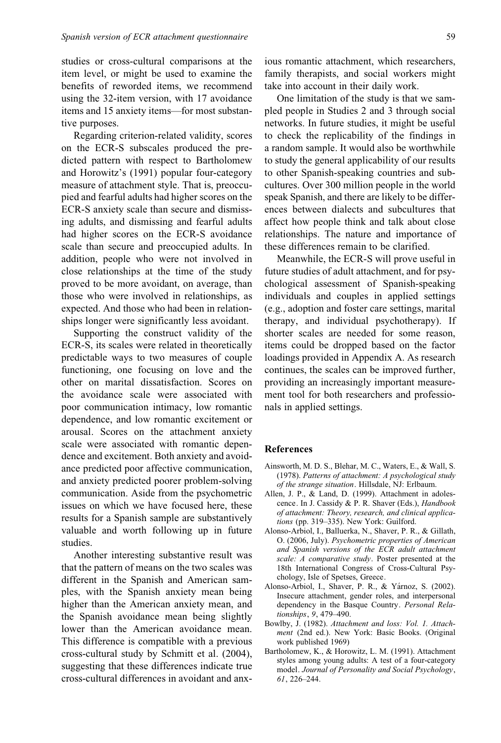studies or cross-cultural comparisons at the item level, or might be used to examine the benefits of reworded items, we recommend using the 32-item version, with 17 avoidance items and 15 anxiety items—for most substantive purposes.

Regarding criterion-related validity, scores on the ECR-S subscales produced the predicted pattern with respect to Bartholomew and Horowitz's (1991) popular four-category measure of attachment style. That is, preoccupied and fearful adults had higher scores on the ECR-S anxiety scale than secure and dismissing adults, and dismissing and fearful adults had higher scores on the ECR-S avoidance scale than secure and preoccupied adults. In addition, people who were not involved in close relationships at the time of the study proved to be more avoidant, on average, than those who were involved in relationships, as expected. And those who had been in relationships longer were significantly less avoidant.

Supporting the construct validity of the ECR-S, its scales were related in theoretically predictable ways to two measures of couple functioning, one focusing on love and the other on marital dissatisfaction. Scores on the avoidance scale were associated with poor communication intimacy, low romantic dependence, and low romantic excitement or arousal. Scores on the attachment anxiety scale were associated with romantic dependence and excitement. Both anxiety and avoidance predicted poor affective communication, and anxiety predicted poorer problem-solving communication. Aside from the psychometric issues on which we have focused here, these results for a Spanish sample are substantively valuable and worth following up in future studies.

Another interesting substantive result was that the pattern of means on the two scales was different in the Spanish and American samples, with the Spanish anxiety mean being higher than the American anxiety mean, and the Spanish avoidance mean being slightly lower than the American avoidance mean. This difference is compatible with a previous cross-cultural study by Schmitt et al. (2004), suggesting that these differences indicate true cross-cultural differences in avoidant and anxious romantic attachment, which researchers, family therapists, and social workers might take into account in their daily work.

One limitation of the study is that we sampled people in Studies 2 and 3 through social networks. In future studies, it might be useful to check the replicability of the findings in a random sample. It would also be worthwhile to study the general applicability of our results to other Spanish-speaking countries and subcultures. Over 300 million people in the world speak Spanish, and there are likely to be differences between dialects and subcultures that affect how people think and talk about close relationships. The nature and importance of these differences remain to be clarified.

Meanwhile, the ECR-S will prove useful in future studies of adult attachment, and for psychological assessment of Spanish-speaking individuals and couples in applied settings (e.g., adoption and foster care settings, marital therapy, and individual psychotherapy). If shorter scales are needed for some reason, items could be dropped based on the factor loadings provided in Appendix A. As research continues, the scales can be improved further, providing an increasingly important measurement tool for both researchers and professionals in applied settings.

## References

Ainsworth, M. D. S., Blehar, M. C., Waters, E., & Wall, S. (1978). *Patterns of attachment: A psychological study of the strange situation*. Hillsdale, NJ: Erlbaum.

Allen, J. P., & Land, D. (1999). Attachment in adolescence. In J. Cassidy & P. R. Shaver (Eds.), *Handbook of attachment: Theory, research, and clinical applications* (pp. 319–335). New York: Guilford.

Alonso-Arbiol, I., Balluerka, N., Shaver, P. R., & Gillath, O. (2006, July). *Psychometric properties of American and Spanish versions of the ECR adult attachment scale: A comparative study*. Poster presented at the 18th International Congress of Cross-Cultural Psychology, Isle of Spetses, Greece.

Alonso-Arbiol, I., Shaver, P. R., & Yárnoz, S. (2002). Insecure attachment, gender roles, and interpersonal dependency in the Basque Country. *Personal Relationships*, *9*, 479–490.

Bowlby, J. (1982). *Attachment and loss: Vol. 1. Attachment* (2nd ed.). New York: Basic Books. (Original work published 1969)

Bartholomew, K., & Horowitz, L. M. (1991). Attachment styles among young adults: A test of a four-category model. *Journal of Personality and Social Psychology*, *61*, 226–244.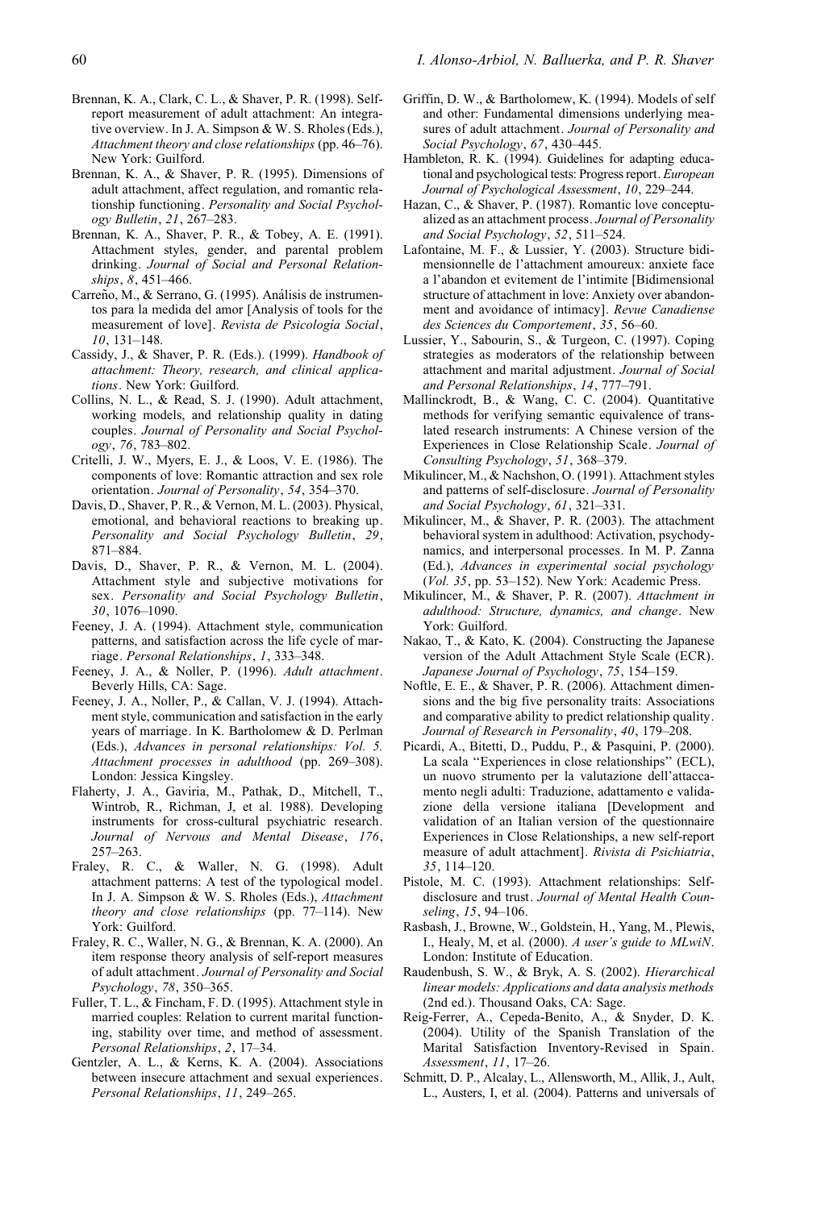Brennan, K. A., Clark, C. L., & Shaver, P. R. (1998). Self-report measurement of adult attachment: An integrative overview. In J. A. Simpson & W. S. Rholes (Eds.), *Attachment theory and close relationships* (pp. 46–76). New York: Guilford.

Brennan, K. A., & Shaver, P. R. (1995). Dimensions of adult attachment, affect regulation, and romantic relationship functioning. *Personality and Social Psychology Bulletin*, *21*, 267–283.

Brennan, K. A., Shaver, P. R., & Tobey, A. E. (1991). Attachment styles, gender, and parental problem drinking. *Journal of Social and Personal Relationships*, *8*, 451–466.

Carreño, M., & Serrano, G. (1995). Análisis de instrumentos para la medida del amor [Analysis of tools for the measurement of love]. *Revista de Psicología Social*, *10*, 131–148.

Cassidy, J., & Shaver, P. R. (Eds.). (1999). *Handbook of attachment: Theory, research, and clinical applications*. New York: Guilford.

Collins, N. L., & Read, S. J. (1990). Adult attachment, working models, and relationship quality in dating couples. *Journal of Personality and Social Psychology*, *76*, 783–802.

Critelli, J. W., Myers, E. J., & Loos, V. E. (1986). The components of love: Romantic attraction and sex role orientation. *Journal of Personality*, *54*, 354–370.

Davis, D., Shaver, P. R., & Vernon, M. L. (2003). Physical, emotional, and behavioral reactions to breaking up. *Personality and Social Psychology Bulletin*, *29*, 871–884.

Davis, D., Shaver, P. R., & Vernon, M. L. (2004). Attachment style and subjective motivations for sex. *Personality and Social Psychology Bulletin*, *30*, 1076–1090.

Feeney, J. A. (1994). Attachment style, communication patterns, and satisfaction across the life cycle of marriage. *Personal Relationships*, *1*, 333–348.

Feeney, J. A., & Noller, P. (1996). *Adult attachment*. Beverly Hills, CA: Sage.

Feeney, J. A., Noller, P., & Callan, V. J. (1994). Attachment style, communication and satisfaction in the early years of marriage. In K. Bartholomew & D. Perlman (Eds.), *Advances in personal relationships: Vol. 5. Attachment processes in adulthood* (pp. 269–308). London: Jessica Kingsley.

Flaherty, J. A., Gaviria, M., Pathak, D., Mitchell, T., Wintrob, R., Richman, J, et al. 1988). Developing instruments for cross-cultural psychiatric research. *Journal of Nervous and Mental Disease*, *176*, 257–263.

Fraley, R. C., & Waller, N. G. (1998). Adult attachment patterns: A test of the typological model. In J. A. Simpson & W. S. Rholes (Eds.), *Attachment theory and close relationships* (pp. 77–114). New York: Guilford.

Fraley, R. C., Waller, N. G., & Brennan, K. A. (2000). An item response theory analysis of self-report measures of adult attachment. *Journal of Personality and Social Psychology*, *78*, 350–365.

Fuller, T. L., & Fincham, F. D. (1995). Attachment style in married couples: Relation to current marital functioning, stability over time, and method of assessment. *Personal Relationships*, *2*, 17–34.

Gentzler, A. L., & Kerns, K. A. (2004). Associations between insecure attachment and sexual experiences. *Personal Relationships*, *11*, 249–265.

Griffin, D. W., & Bartholomew, K. (1994). Models of self and other: Fundamental dimensions underlying measures of adult attachment. *Journal of Personality and Social Psychology*, *67*, 430–445.

Hambleton, R. K. (1994). Guidelines for adapting educational and psychological tests: Progress report. *European Journal of Psychological Assessment*, *10*, 229–244.

Hazan, C., & Shaver, P. (1987). Romantic love conceptualized as an attachment process. *Journal of Personality and Social Psychology*, *52*, 511–524.

Lafontaine, M. F., & Lussier, Y. (2003). Structure bidimensionnelle de l'attachment amoureux: anxiete face a l'abandon et evitement de l'intimite [Bidimensional structure of attachment in love: Anxiety over abandonment and avoidance of intimacy]. *Revue Canadiense des Sciences du Comportement*, *35*, 56–60.

Lussier, Y., Sabourin, S., & Turgeon, C. (1997). Coping strategies as moderators of the relationship between attachment and marital adjustment. *Journal of Social and Personal Relationships*, *14*, 777–791.

Mallinckrodt, B., & Wang, C. C. (2004). Quantitative methods for verifying semantic equivalence of translated research instruments: A Chinese version of the Experiences in Close Relationship Scale. *Journal of Consulting Psychology*, *51*, 368–379.

Mikulincer, M., & Nachshon, O. (1991). Attachment styles and patterns of self-disclosure. *Journal of Personality and Social Psychology*, *61*, 321–331.

Mikulincer, M., & Shaver, P. R. (2003). The attachment behavioral system in adulthood: Activation, psychodynamics, and interpersonal processes. In M. P. Zanna (Ed.), *Advances in experimental social psychology* (*Vol. 35*, pp. 53–152). New York: Academic Press.

Mikulincer, M., & Shaver, P. R. (2007). *Attachment in adulthood: Structure, dynamics, and change*. New York: Guilford.

Nakao, T., & Kato, K. (2004). Constructing the Japanese version of the Adult Attachment Style Scale (ECR). *Japanese Journal of Psychology*, *75*, 154–159.

Noftle, E. E., & Shaver, P. R. (2006). Attachment dimensions and the big five personality traits: Associations and comparative ability to predict relationship quality. *Journal of Research in Personality*, *40*, 179–208.

Picardi, A., Bitetti, D., Puddu, P., & Pasquini, P. (2000). La scala "Experiences in close relationships" (ECL), un nuovo strumento per la valutazione dell'attaccamento negli adulti: Traduzione, adattamento e validazione della versione italiana [Development and validation of an Italian version of the questionnaire Experiences in Close Relationships, a new self-report measure of adult attachment]. *Rivista di Psichiatria*, *35*, 114–120.

Pistole, M. C. (1993). Attachment relationships: Self-disclosure and trust. *Journal of Mental Health Counseling*, *15*, 94–106.

Rasbash, J., Browne, W., Goldstein, H., Yang, M., Plewis, I., Healy, M, et al. (2000). *A user's guide to MLwiN*. London: Institute of Education.

Raudenbush, S. W., & Bryk, A. S. (2002). *Hierarchical linear models: Applications and data analysis methods* (2nd ed.). Thousand Oaks, CA: Sage.

Reig-Ferrer, A., Cepeda-Benito, A., & Snyder, D. K. (2004). Utility of the Spanish Translation of the Marital Satisfaction Inventory-Revised in Spain. *Assessment*, *11*, 17–26.

Schmitt, D. P., Alcalay, L., Allensworth, M., Allik, J., Ault, L., Austers, I, et al. (2004). Patterns and universals of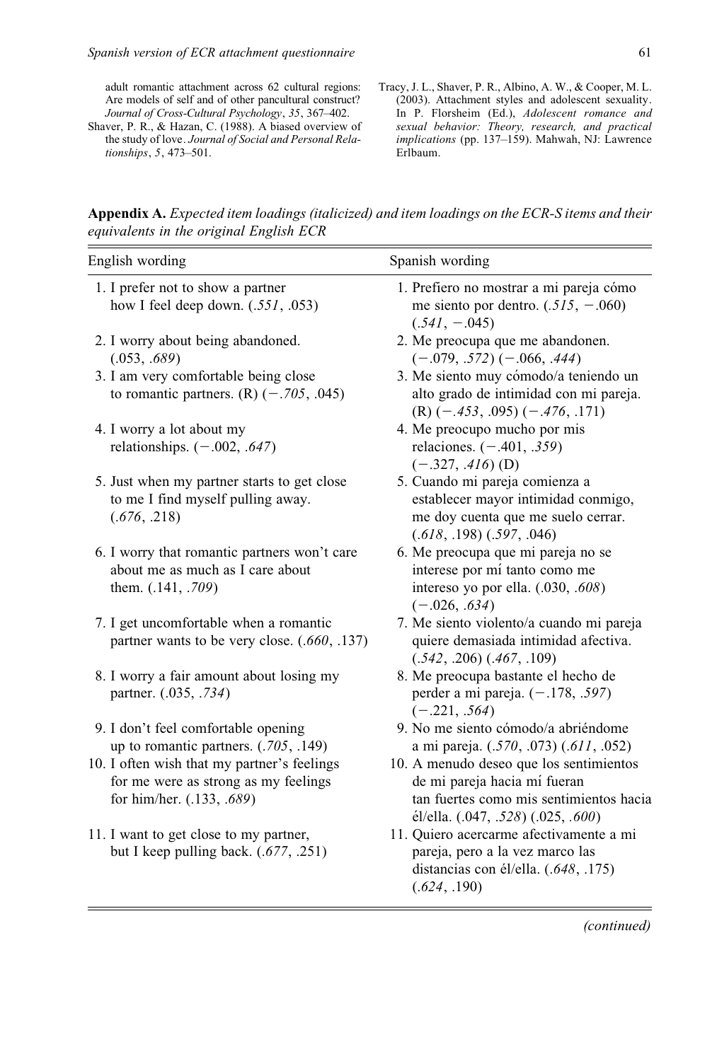adult romantic attachment across 62 cultural regions: Are models of self and of other pancultural construct? *Journal of Cross-Cultural Psychology*, *35*, 367–402.

Shaver, P. R., & Hazan, C. (1988). A biased overview of the study of love. *Journal of Social and Personal Relationships*, *5*, 473–501.

Tracy, J. L., Shaver, P. R., Albino, A. W., & Cooper, M. L. (2003). Attachment styles and adolescent sexuality. In P. Florsheim (Ed.), *Adolescent romance and sexual behavior: Theory, research, and practical implications* (pp. 137–159). Mahwah, NJ: Lawrence Erlbaum.

**Appendix A.** *Expected item loadings (italicized) and item loadings on the ECR-S items and their equivalents in the original English ECR*

| English wording | Spanish wording |
|---|---|
| 1. I prefer not to show a partner how I feel deep down. (*.551*, .053) | 1. Prefiero no mostrar a mi pareja cómo me siento por dentro. (*.515*, −.060) (*.541*, −.045) |
| 2. I worry about being abandoned. (.053, *.689*) | 2. Me preocupa que me abandonen. (−.079, *.572*) (−.066, *.444*) |
| 3. I am very comfortable being close to romantic partners. (R) (−*.705*, .045) | 3. Me siento muy cómodo/a teniendo un alto grado de intimidad con mi pareja. (R) (−*.453*, .095) (−*.476*, .171) |
| 4. I worry a lot about my relationships. (−.002, *.647*) | 4. Me preocupo mucho por mis relaciones. (−.401, *.359*) (−.327, *.416*) (D) |
| 5. Just when my partner starts to get close to me I find myself pulling away. (*.676*, .218) | 5. Cuando mi pareja comienza a establecer mayor intimidad conmigo, me doy cuenta que me suelo cerrar. (*.618*, .198) (*.597*, .046) |
| 6. I worry that romantic partners won't care about me as much as I care about them. (.141, *.709*) | 6. Me preocupa que mi pareja no se interese por mí tanto como me intereso yo por ella. (.030, *.608*) (−.026, *.634*) |
| 7. I get uncomfortable when a romantic partner wants to be very close. (*.660*, .137) | 7. Me siento violento/a cuando mi pareja quiere demasiada intimidad afectiva. (*.542*, .206) (*.467*, .109) |
| 8. I worry a fair amount about losing my partner. (.035, *.734*) | 8. Me preocupa bastante el hecho de perder a mi pareja. (−.178, *.597*) (−.221, *.564*) |
| 9. I don't feel comfortable opening up to romantic partners. (*.705*, .149) | 9. No me siento cómodo/a abriéndome a mi pareja. (*.570*, .073) (*.611*, .052) |
| 10. I often wish that my partner's feelings for me were as strong as my feelings for him/her. (.133, *.689*) | 10. A menudo deseo que los sentimientos de mi pareja hacia mí fueran tan fuertes como mis sentimientos hacia él/ella. (.047, *.528*) (.025, *.600*) |
| 11. I want to get close to my partner, but I keep pulling back. (*.677*, .251) | 11. Quiero acercarme afectivamente a mi pareja, pero a la vez marco las distancias con él/ella. (*.648*, .175) (*.624*, .190) |

*(continued)*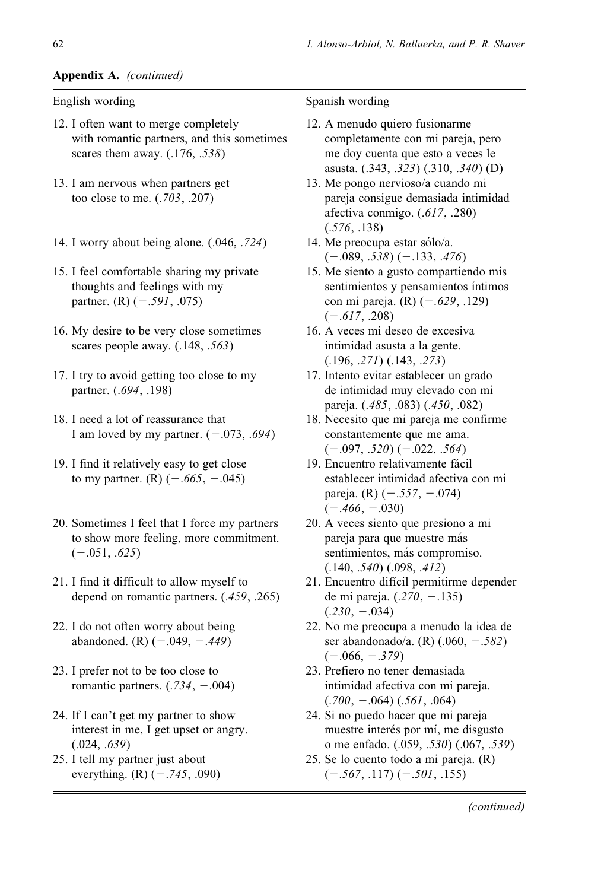**Appendix A.** *(continued)*

| English wording | Spanish wording |
|---|---|
| 12. I often want to merge completely with romantic partners, and this sometimes scares them away. (.176, *.538*) | 12. A menudo quiero fusionarme completamente con mi pareja, pero me doy cuenta que esto a veces le asusta. (.343, *.323*) (.310, *.340*) (D) |
| 13. I am nervous when partners get too close to me. (*.703*, .207) | 13. Me pongo nervioso/a cuando mi pareja consigue demasiada intimidad afectiva conmigo. (*.617*, .280) (*.576*, .138) |
| 14. I worry about being alone. (.046, *.724*) | 14. Me preocupa estar sólo/a. (−.089, *.538*) (−.133, *.476*) |
| 15. I feel comfortable sharing my private thoughts and feelings with my partner. (R) (−*.591*, .075) | 15. Me siento a gusto compartiendo mis sentimientos y pensamientos íntimos con mi pareja. (R) (−*.629*, .129) (−*.617*, .208) |
| 16. My desire to be very close sometimes scares people away. (.148, *.563*) | 16. A veces mi deseo de excesiva intimidad asusta a la gente. (.196, *.271*) (.143, *.273*) |
| 17. I try to avoid getting too close to my partner. (*.694*, .198) | 17. Intento evitar establecer un grado de intimidad muy elevado con mi pareja. (*.485*, .083) (*.450*, .082) |
| 18. I need a lot of reassurance that I am loved by my partner. (−.073, *.694*) | 18. Necesito que mi pareja me confirme constantemente que me ama. (−.097, *.520*) (−.022, *.564*) |
| 19. I find it relatively easy to get close to my partner. (R) (−*.665*, −.045) | 19. Encuentro relativamente fácil establecer intimidad afectiva con mi pareja. (R) (−*.557*, −.074) (−*.466*, −.030) |
| 20. Sometimes I feel that I force my partners to show more feeling, more commitment. (−.051, *.625*) | 20. A veces siento que presiono a mi pareja para que muestre más sentimientos, más compromiso. (.140, *.540*) (.098, *.412*) |
| 21. I find it difficult to allow myself to depend on romantic partners. (*.459*, .265) | 21. Encuentro difícil permitirme depender de mi pareja. (*.270*, −.135) (*.230*, −.034) |
| 22. I do not often worry about being abandoned. (R) (−.049, −*.449*) | 22. No me preocupa a menudo la idea de ser abandonado/a. (R) (.060, −*.582*) (−.066, −*.379*) |
| 23. I prefer not to be too close to romantic partners. (*.734*, −.004) | 23. Prefiero no tener demasiada intimidad afectiva con mi pareja. (*.700*, −.064) (*.561*, .064) |
| 24. If I can't get my partner to show interest in me, I get upset or angry. (.024, *.639*) | 24. Si no puedo hacer que mi pareja muestre interés por mí, me disgusto o me enfado. (.059, *.530*) (.067, *.539*) |
| 25. I tell my partner just about everything. (R) (−*.745*, .090) | 25. Se lo cuento todo a mi pareja. (R) (−*.567*, .117) (−*.501*, .155) |

*(continued)*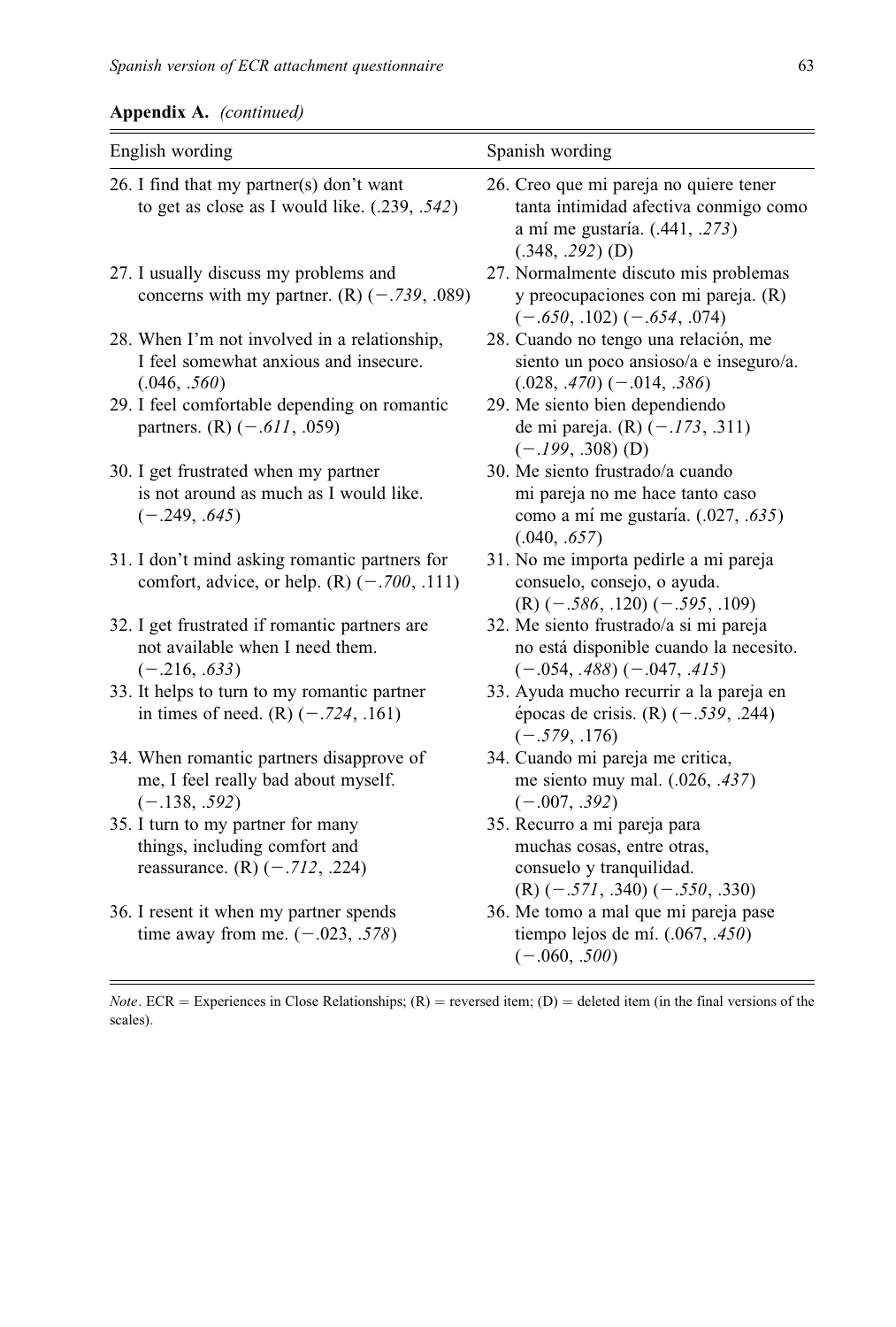**Appendix A.** *(continued)*

| English wording | Spanish wording |
| --- | --- |
| 26. I find that my partner(s) don't want to get as close as I would like. (.239, *.542*) | 26. Creo que mi pareja no quiere tener tanta intimidad afectiva conmigo como a mí me gustaría. (.441, *.273*) (.348, *.292*) (D) |
| 27. I usually discuss my problems and concerns with my partner. (R) (−*.739*, .089) | 27. Normalmente discuto mis problemas y preocupaciones con mi pareja. (R) (−*.650*, .102) (−*.654*, .074) |
| 28. When I'm not involved in a relationship, I feel somewhat anxious and insecure. (.046, *.560*) | 28. Cuando no tengo una relación, me siento un poco ansioso/a e inseguro/a. (.028, *.470*) (−.014, *.386*) |
| 29. I feel comfortable depending on romantic partners. (R) (−*.611*, .059) | 29. Me siento bien dependiendo de mi pareja. (R) (−*.173*, .311) (−*.199*, .308) (D) |
| 30. I get frustrated when my partner is not around as much as I would like. (−.249, *.645*) | 30. Me siento frustrado/a cuando mi pareja no me hace tanto caso como a mí me gustaría. (.027, *.635*) (.040, *.657*) |
| 31. I don't mind asking romantic partners for comfort, advice, or help. (R) (−*.700*, .111) | 31. No me importa pedirle a mi pareja consuelo, consejo, o ayuda. (R) (−*.586*, .120) (−*.595*, .109) |
| 32. I get frustrated if romantic partners are not available when I need them. (−.216, *.633*) | 32. Me siento frustrado/a si mi pareja no está disponible cuando la necesito. (−.054, *.488*) (−.047, *.415*) |
| 33. It helps to turn to my romantic partner in times of need. (R) (−*.724*, .161) | 33. Ayuda mucho recurrir a la pareja en épocas de crisis. (R) (−*.539*, .244) (−*.579*, .176) |
| 34. When romantic partners disapprove of me, I feel really bad about myself. (−.138, *.592*) | 34. Cuando mi pareja me critica, me siento muy mal. (.026, *.437*) (−.007, *.392*) |
| 35. I turn to my partner for many things, including comfort and reassurance. (R) (−*.712*, .224) | 35. Recurro a mi pareja para muchas cosas, entre otras, consuelo y tranquilidad. (R) (−*.571*, .340) (−*.550*, .330) |
| 36. I resent it when my partner spends time away from me. (−.023, *.578*) | 36. Me tomo a mal que mi pareja pase tiempo lejos de mí. (.067, *.450*) (−.060, *.500*) |

*Note*. ECR = Experiences in Close Relationships; (R) = reversed item; (D) = deleted item (in the final versions of the scales).